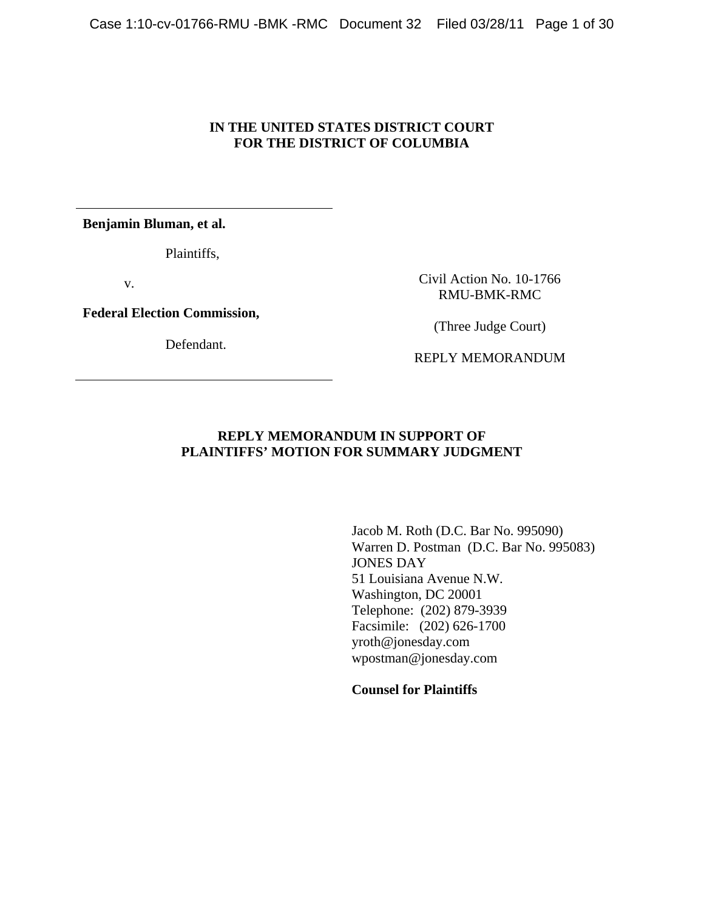**IN THE UNITED STATES DISTRICT COURT**
**FOR THE DISTRICT OF COLUMBIA**

---

**Benjamin Bluman, et al.**

Plaintiffs,

v.

**Federal Election Commission,**

Defendant.

---

Civil Action No. 10-1766
RMU-BMK-RMC

(Three Judge Court)

REPLY MEMORANDUM

## REPLY MEMORANDUM IN SUPPORT OF PLAINTIFFS' MOTION FOR SUMMARY JUDGMENT

Jacob M. Roth (D.C. Bar No. 995090)
Warren D. Postman (D.C. Bar No. 995083)
JONES DAY
51 Louisiana Avenue N.W.
Washington, DC 20001
Telephone: (202) 879-3939
Facsimile: (202) 626-1700
yroth@jonesday.com
wpostman@jonesday.com

**Counsel for Plaintiffs**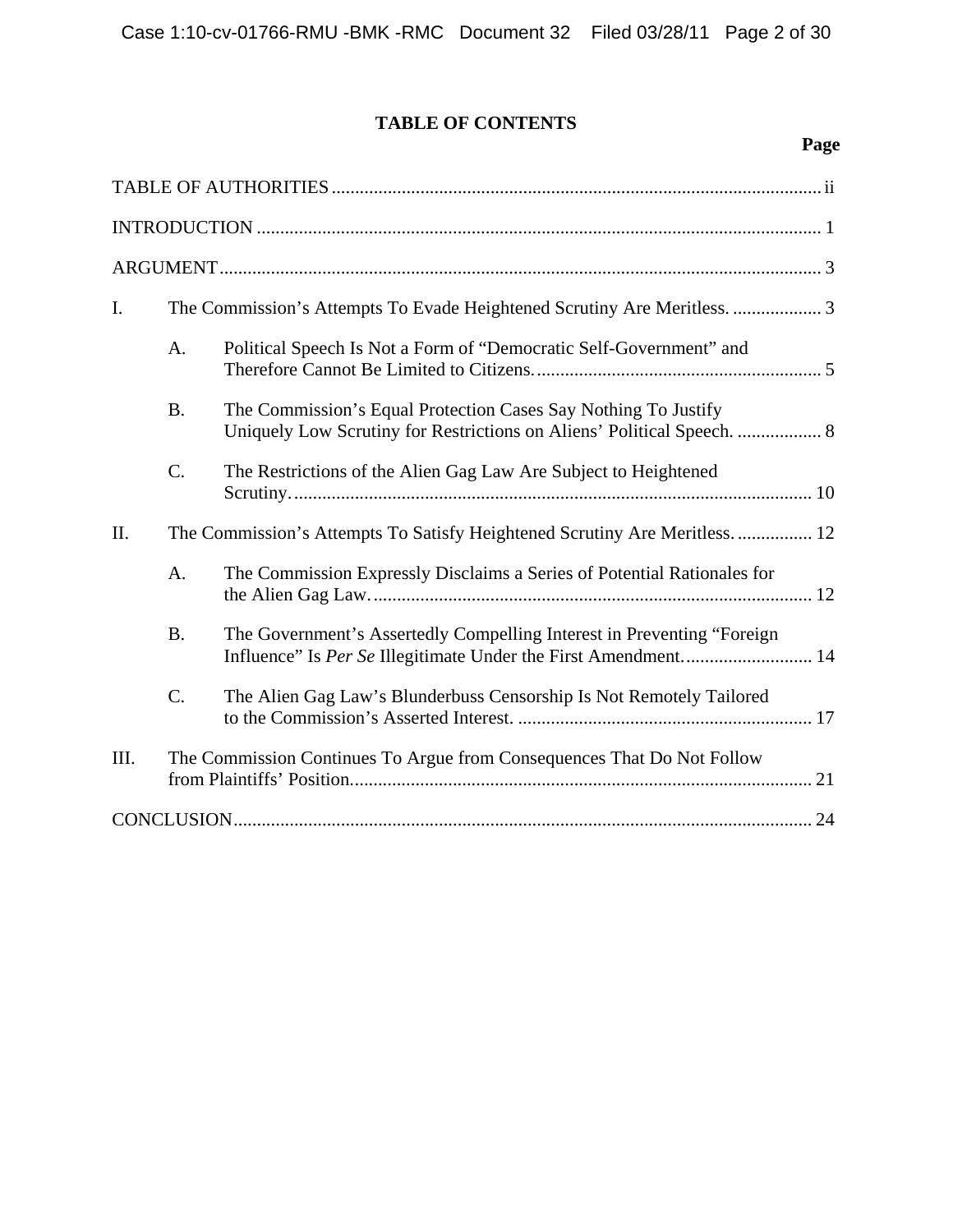# TABLE OF CONTENTS

| | Page |
|---|---|
| TABLE OF AUTHORITIES | ii |
| INTRODUCTION | 1 |
| ARGUMENT | 3 |
| I. The Commission's Attempts To Evade Heightened Scrutiny Are Meritless. | 3 |
| A. Political Speech Is Not a Form of "Democratic Self-Government" and Therefore Cannot Be Limited to Citizens. | 5 |
| B. The Commission's Equal Protection Cases Say Nothing To Justify Uniquely Low Scrutiny for Restrictions on Aliens' Political Speech. | 8 |
| C. The Restrictions of the Alien Gag Law Are Subject to Heightened Scrutiny. | 10 |
| II. The Commission's Attempts To Satisfy Heightened Scrutiny Are Meritless. | 12 |
| A. The Commission Expressly Disclaims a Series of Potential Rationales for the Alien Gag Law. | 12 |
| B. The Government's Assertedly Compelling Interest in Preventing "Foreign Influence" Is *Per Se* Illegitimate Under the First Amendment. | 14 |
| C. The Alien Gag Law's Blunderbuss Censorship Is Not Remotely Tailored to the Commission's Asserted Interest. | 17 |
| III. The Commission Continues To Argue from Consequences That Do Not Follow from Plaintiffs' Position. | 21 |
| CONCLUSION | 24 |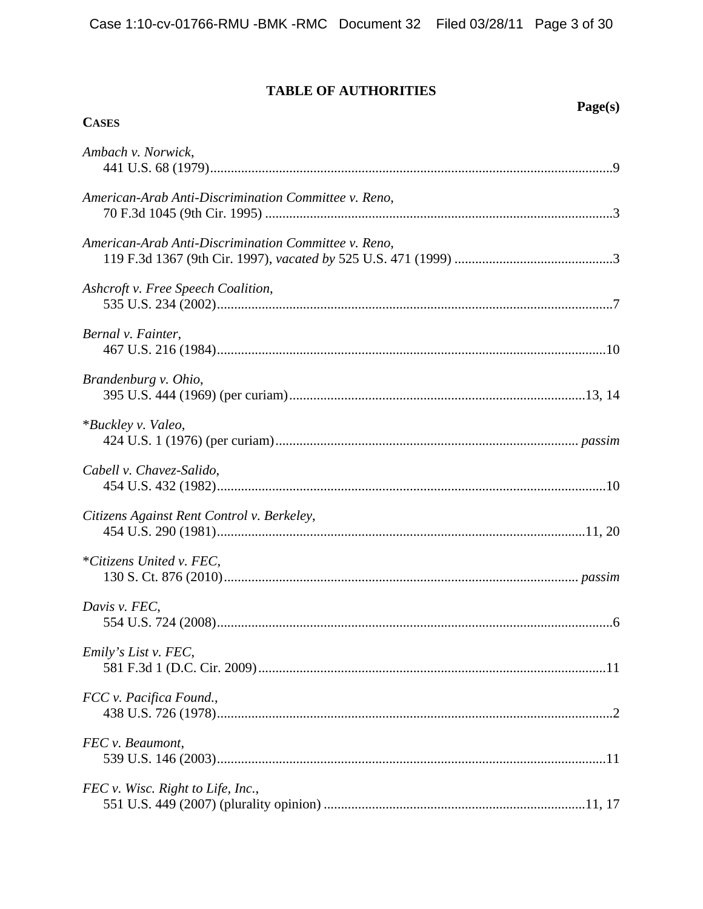## TABLE OF AUTHORITIES

**Page(s)**

**CASES**

*Ambach v. Norwick*,
441 U.S. 68 (1979)....................................................................................................................9

*American-Arab Anti-Discrimination Committee v. Reno*,
70 F.3d 1045 (9th Cir. 1995) ....................................................................................................3

*American-Arab Anti-Discrimination Committee v. Reno*,
119 F.3d 1367 (9th Cir. 1997), *vacated by* 525 U.S. 471 (1999) ..............................................3

*Ashcroft v. Free Speech Coalition*,
535 U.S. 234 (2002)..................................................................................................................7

*Bernal v. Fainter*,
467 U.S. 216 (1984)................................................................................................................10

*Brandenburg v. Ohio*,
395 U.S. 444 (1969) (per curiam)......................................................................................13, 14

*\*Buckley v. Valeo*,
424 U.S. 1 (1976) (per curiam)........................................................................................ *passim*

*Cabell v. Chavez-Salido*,
454 U.S. 432 (1982)................................................................................................................10

*Citizens Against Rent Control v. Berkeley*,
454 U.S. 290 (1981)..........................................................................................................11, 20

*\*Citizens United v. FEC*,
130 S. Ct. 876 (2010)...................................................................................................... *passim*

*Davis v. FEC*,
554 U.S. 724 (2008)..................................................................................................................6

*Emily's List v. FEC*,
581 F.3d 1 (D.C. Cir. 2009)....................................................................................................11

*FCC v. Pacifica Found.*,
438 U.S. 726 (1978)..................................................................................................................2

*FEC v. Beaumont*,
539 U.S. 146 (2003)................................................................................................................11

*FEC v. Wisc. Right to Life, Inc.*,
551 U.S. 449 (2007) (plurality opinion) ...........................................................................11, 17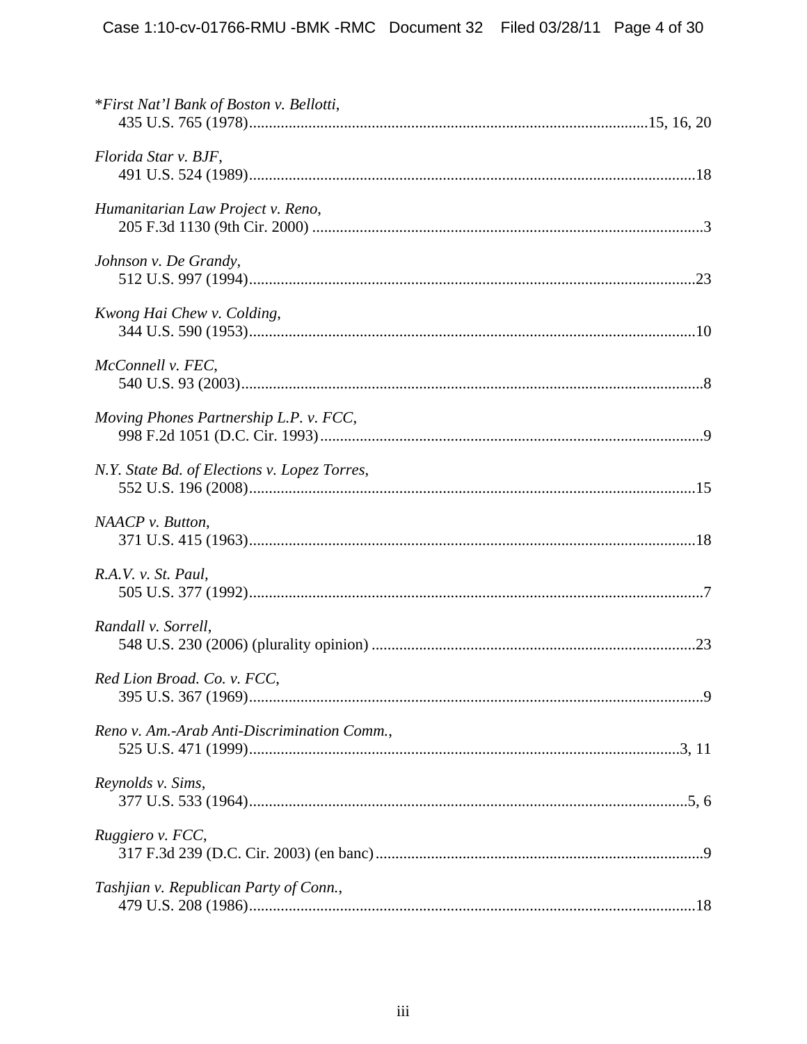\**First Nat'l Bank of Boston v. Bellotti*,
435 U.S. 765 (1978)....................................................................................................15, 16, 20

*Florida Star v. BJF*,
491 U.S. 524 (1989)................................................................................................................18

*Humanitarian Law Project v. Reno*,
205 F.3d 1130 (9th Cir. 2000) ..................................................................................................3

*Johnson v. De Grandy*,
512 U.S. 997 (1994)................................................................................................................23

*Kwong Hai Chew v. Colding*,
344 U.S. 590 (1953)................................................................................................................10

*McConnell v. FEC*,
540 U.S. 93 (2003)....................................................................................................................8

*Moving Phones Partnership L.P. v. FCC*,
998 F.2d 1051 (D.C. Cir. 1993)................................................................................................9

*N.Y. State Bd. of Elections v. Lopez Torres*,
552 U.S. 196 (2008)................................................................................................................15

*NAACP v. Button*,
371 U.S. 415 (1963)................................................................................................................18

*R.A.V. v. St. Paul*,
505 U.S. 377 (1992)..................................................................................................................7

*Randall v. Sorrell*,
548 U.S. 230 (2006) (plurality opinion) .................................................................................23

*Red Lion Broad. Co. v. FCC*,
395 U.S. 367 (1969)..................................................................................................................9

*Reno v. Am.-Arab Anti-Discrimination Comm.*,
525 U.S. 471 (1999)............................................................................................................3, 11

*Reynolds v. Sims*,
377 U.S. 533 (1964)..............................................................................................................5, 6

*Ruggiero v. FCC*,
317 F.3d 239 (D.C. Cir. 2003) (en banc)..................................................................................9

*Tashjian v. Republican Party of Conn.*,
479 U.S. 208 (1986)................................................................................................................18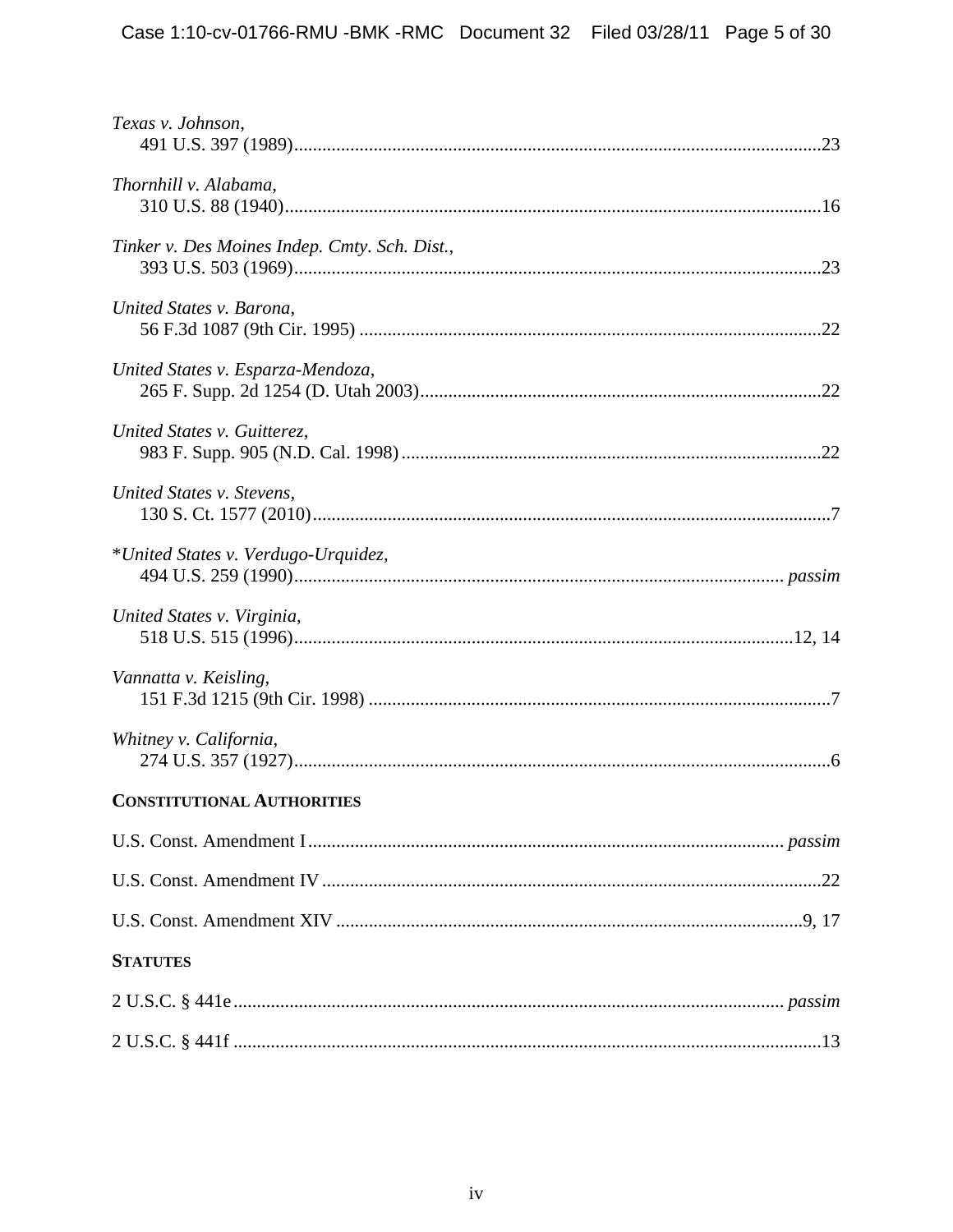*Texas v. Johnson*,
491 U.S. 397 (1989)....................................................................................................................23

*Thornhill v. Alabama*,
310 U.S. 88 (1940)......................................................................................................................16

*Tinker v. Des Moines Indep. Cmty. Sch. Dist.*,
393 U.S. 503 (1969)....................................................................................................................23

*United States v. Barona*,
56 F.3d 1087 (9th Cir. 1995) .....................................................................................................22

*United States v. Esparza-Mendoza*,
265 F. Supp. 2d 1254 (D. Utah 2003)........................................................................................22

*United States v. Guitterez*,
983 F. Supp. 905 (N.D. Cal. 1998)............................................................................................22

*United States v. Stevens*,
130 S. Ct. 1577 (2010)..................................................................................................................7

**United States v. Verdugo-Urquidez*,
494 U.S. 259 (1990)........................................................................................................... *passim*

*United States v. Virginia*,
518 U.S. 515 (1996).............................................................................................................12, 14

*Vannatta v. Keisling*,
151 F.3d 1215 (9th Cir. 1998) .....................................................................................................7

*Whitney v. California*,
274 U.S. 357 (1927)......................................................................................................................6

**CONSTITUTIONAL AUTHORITIES**

U.S. Const. Amendment I .................................................................................................. *passim*

U.S. Const. Amendment IV .......................................................................................................22

U.S. Const. Amendment XIV ...................................................................................................9, 17

**STATUTES**

2 U.S.C. § 441e ................................................................................................................... *passim*

2 U.S.C. § 441f ..........................................................................................................................13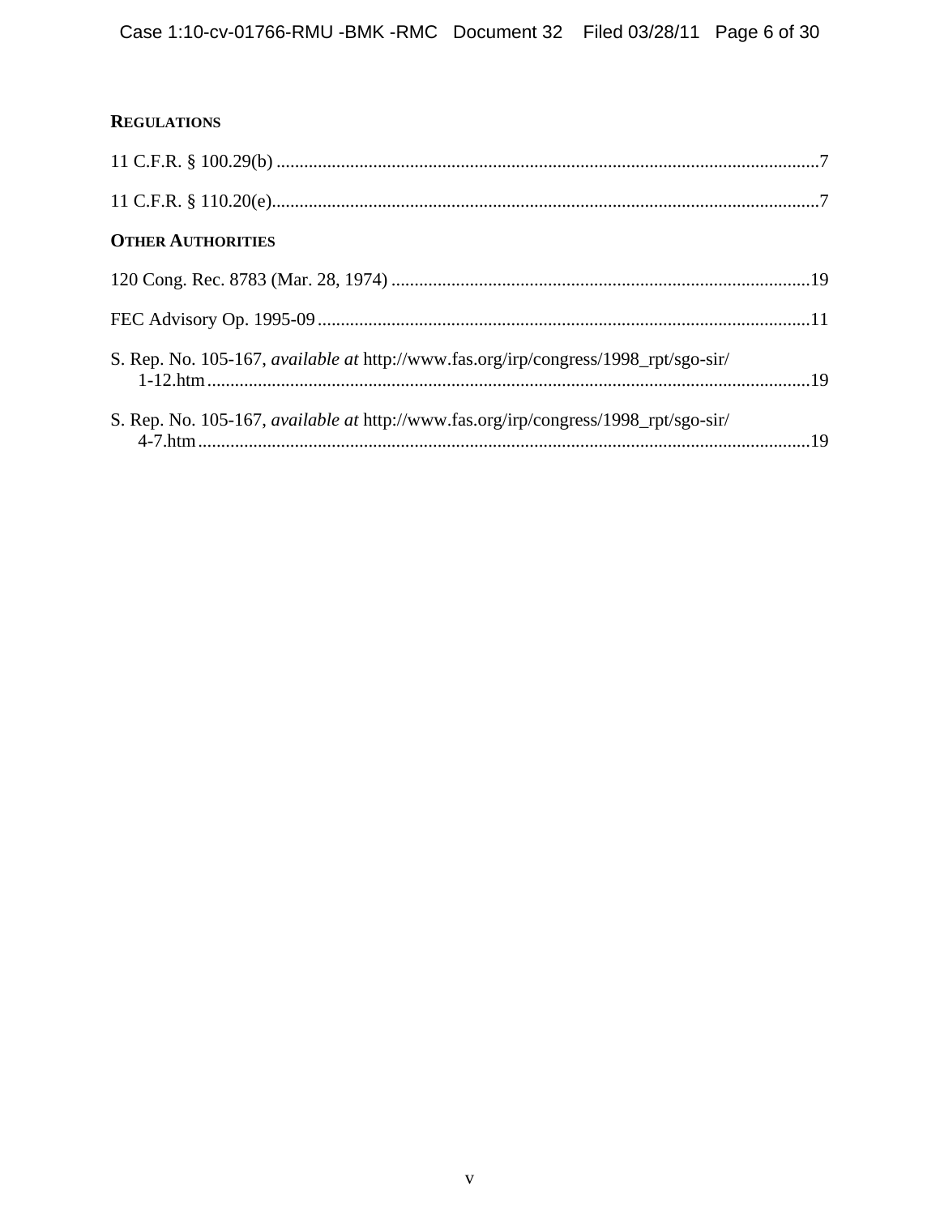**REGULATIONS**

11 C.F.R. § 100.29(b) ....................................................................................................................7

11 C.F.R. § 110.20(e).....................................................................................................................7

**OTHER AUTHORITIES**

120 Cong. Rec. 8783 (Mar. 28, 1974) ..........................................................................................19

FEC Advisory Op. 1995-09 ..........................................................................................................11

S. Rep. No. 105-167, *available at* http://www.fas.org/irp/congress/1998_rpt/sgo-sir/1-12.htm ..................................................................................................................................19

S. Rep. No. 105-167, *available at* http://www.fas.org/irp/congress/1998_rpt/sgo-sir/4-7.htm ....................................................................................................................................19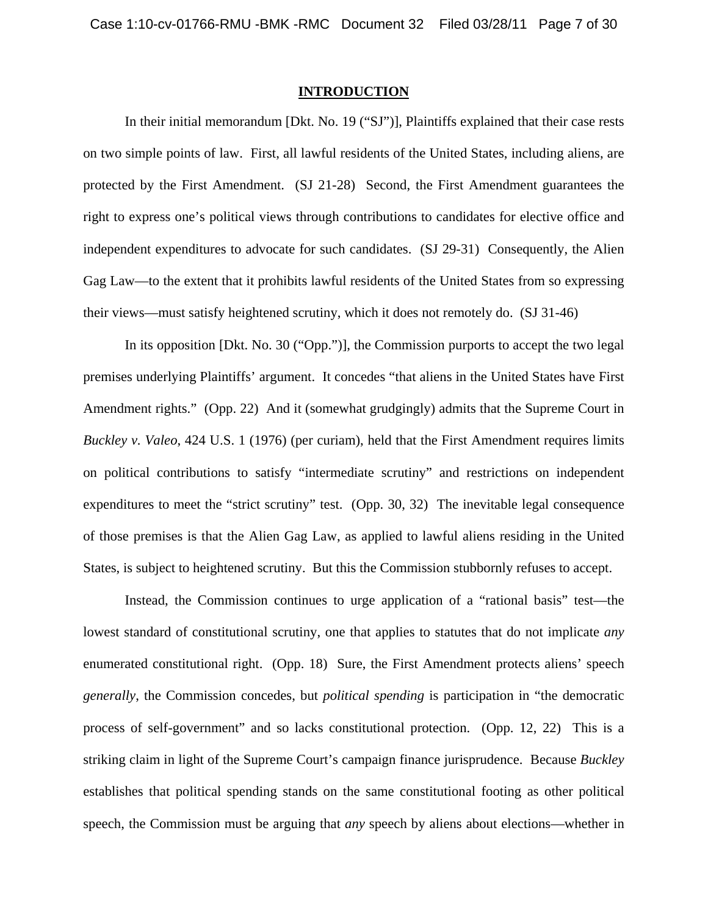## INTRODUCTION

In their initial memorandum [Dkt. No. 19 ("SJ")], Plaintiffs explained that their case rests on two simple points of law. First, all lawful residents of the United States, including aliens, are protected by the First Amendment. (SJ 21-28) Second, the First Amendment guarantees the right to express one's political views through contributions to candidates for elective office and independent expenditures to advocate for such candidates. (SJ 29-31) Consequently, the Alien Gag Law—to the extent that it prohibits lawful residents of the United States from so expressing their views—must satisfy heightened scrutiny, which it does not remotely do. (SJ 31-46)

In its opposition [Dkt. No. 30 ("Opp.")], the Commission purports to accept the two legal premises underlying Plaintiffs' argument. It concedes "that aliens in the United States have First Amendment rights." (Opp. 22) And it (somewhat grudgingly) admits that the Supreme Court in *Buckley v. Valeo*, 424 U.S. 1 (1976) (per curiam), held that the First Amendment requires limits on political contributions to satisfy "intermediate scrutiny" and restrictions on independent expenditures to meet the "strict scrutiny" test. (Opp. 30, 32) The inevitable legal consequence of those premises is that the Alien Gag Law, as applied to lawful aliens residing in the United States, is subject to heightened scrutiny. But this the Commission stubbornly refuses to accept.

Instead, the Commission continues to urge application of a "rational basis" test—the lowest standard of constitutional scrutiny, one that applies to statutes that do not implicate *any* enumerated constitutional right. (Opp. 18) Sure, the First Amendment protects aliens' speech *generally*, the Commission concedes, but *political spending* is participation in "the democratic process of self-government" and so lacks constitutional protection. (Opp. 12, 22) This is a striking claim in light of the Supreme Court's campaign finance jurisprudence. Because *Buckley* establishes that political spending stands on the same constitutional footing as other political speech, the Commission must be arguing that *any* speech by aliens about elections—whether in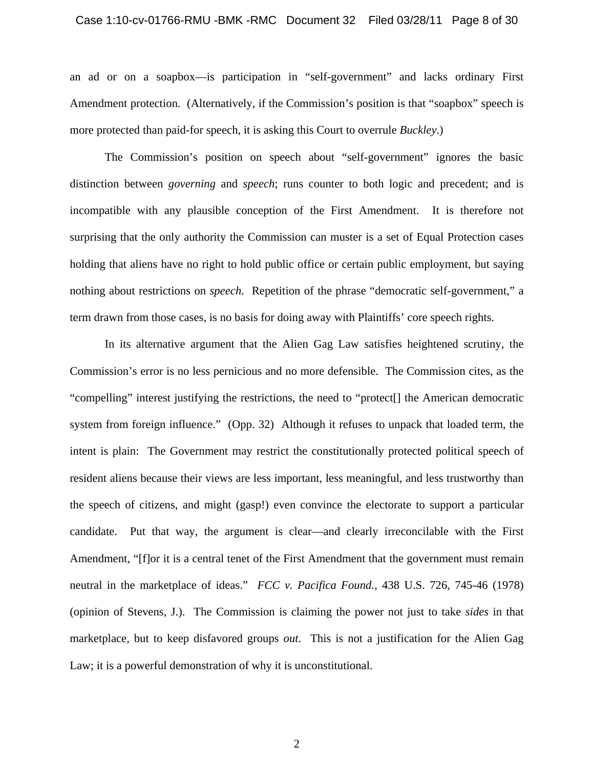an ad or on a soapbox—is participation in "self-government" and lacks ordinary First Amendment protection. (Alternatively, if the Commission's position is that "soapbox" speech is more protected than paid-for speech, it is asking this Court to overrule *Buckley*.)

The Commission's position on speech about "self-government" ignores the basic distinction between *governing* and *speech*; runs counter to both logic and precedent; and is incompatible with any plausible conception of the First Amendment. It is therefore not surprising that the only authority the Commission can muster is a set of Equal Protection cases holding that aliens have no right to hold public office or certain public employment, but saying nothing about restrictions on *speech*. Repetition of the phrase "democratic self-government," a term drawn from those cases, is no basis for doing away with Plaintiffs' core speech rights.

In its alternative argument that the Alien Gag Law satisfies heightened scrutiny, the Commission's error is no less pernicious and no more defensible. The Commission cites, as the "compelling" interest justifying the restrictions, the need to "protect[] the American democratic system from foreign influence." (Opp. 32) Although it refuses to unpack that loaded term, the intent is plain: The Government may restrict the constitutionally protected political speech of resident aliens because their views are less important, less meaningful, and less trustworthy than the speech of citizens, and might (gasp!) even convince the electorate to support a particular candidate. Put that way, the argument is clear—and clearly irreconcilable with the First Amendment, "[f]or it is a central tenet of the First Amendment that the government must remain neutral in the marketplace of ideas." *FCC v. Pacifica Found.*, 438 U.S. 726, 745-46 (1978) (opinion of Stevens, J.). The Commission is claiming the power not just to take *sides* in that marketplace, but to keep disfavored groups *out*. This is not a justification for the Alien Gag Law; it is a powerful demonstration of why it is unconstitutional.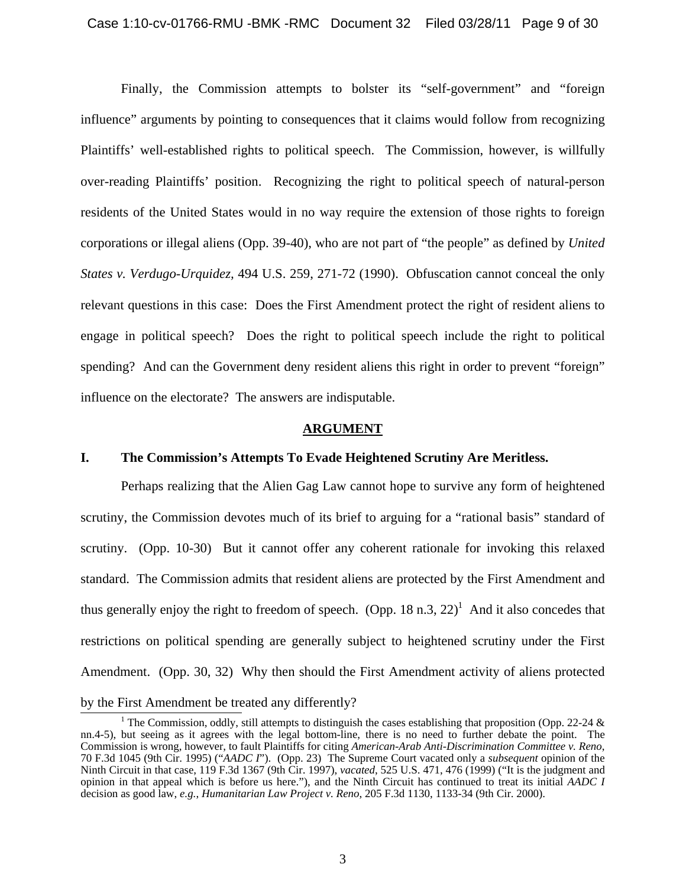Finally, the Commission attempts to bolster its "self-government" and "foreign influence" arguments by pointing to consequences that it claims would follow from recognizing Plaintiffs' well-established rights to political speech. The Commission, however, is willfully over-reading Plaintiffs' position. Recognizing the right to political speech of natural-person residents of the United States would in no way require the extension of those rights to foreign corporations or illegal aliens (Opp. 39-40), who are not part of "the people" as defined by *United States v. Verdugo-Urquidez*, 494 U.S. 259, 271-72 (1990). Obfuscation cannot conceal the only relevant questions in this case: Does the First Amendment protect the right of resident aliens to engage in political speech? Does the right to political speech include the right to political spending? And can the Government deny resident aliens this right in order to prevent "foreign" influence on the electorate? The answers are indisputable.

## ARGUMENT

### I. The Commission's Attempts To Evade Heightened Scrutiny Are Meritless.

Perhaps realizing that the Alien Gag Law cannot hope to survive any form of heightened scrutiny, the Commission devotes much of its brief to arguing for a "rational basis" standard of scrutiny. (Opp. 10-30) But it cannot offer any coherent rationale for invoking this relaxed standard. The Commission admits that resident aliens are protected by the First Amendment and thus generally enjoy the right to freedom of speech. (Opp. 18 n.3, 22)[1] And it also concedes that restrictions on political spending are generally subject to heightened scrutiny under the First Amendment. (Opp. 30, 32) Why then should the First Amendment activity of aliens protected by the First Amendment be treated any differently?

[1] The Commission, oddly, still attempts to distinguish the cases establishing that proposition (Opp. 22-24 & nn.4-5), but seeing as it agrees with the legal bottom-line, there is no need to further debate the point. The Commission is wrong, however, to fault Plaintiffs for citing *American-Arab Anti-Discrimination Committee v. Reno*, 70 F.3d 1045 (9th Cir. 1995) ("*AADC I*"). (Opp. 23) The Supreme Court vacated only a *subsequent* opinion of the Ninth Circuit in that case, 119 F.3d 1367 (9th Cir. 1997), *vacated*, 525 U.S. 471, 476 (1999) ("It is the judgment and opinion in that appeal which is before us here."), and the Ninth Circuit has continued to treat its initial *AADC I* decision as good law, *e.g.*, *Humanitarian Law Project v. Reno*, 205 F.3d 1130, 1133-34 (9th Cir. 2000).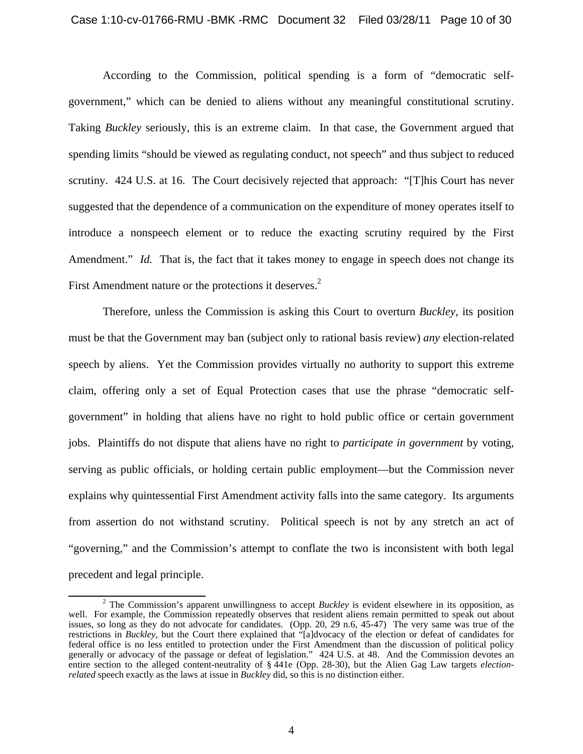According to the Commission, political spending is a form of "democratic self-government," which can be denied to aliens without any meaningful constitutional scrutiny. Taking *Buckley* seriously, this is an extreme claim. In that case, the Government argued that spending limits "should be viewed as regulating conduct, not speech" and thus subject to reduced scrutiny. 424 U.S. at 16. The Court decisively rejected that approach: "[T]his Court has never suggested that the dependence of a communication on the expenditure of money operates itself to introduce a nonspeech element or to reduce the exacting scrutiny required by the First Amendment." *Id.* That is, the fact that it takes money to engage in speech does not change its First Amendment nature or the protections it deserves.[2]

Therefore, unless the Commission is asking this Court to overturn *Buckley*, its position must be that the Government may ban (subject only to rational basis review) *any* election-related speech by aliens. Yet the Commission provides virtually no authority to support this extreme claim, offering only a set of Equal Protection cases that use the phrase "democratic self-government" in holding that aliens have no right to hold public office or certain government jobs. Plaintiffs do not dispute that aliens have no right to *participate in government* by voting, serving as public officials, or holding certain public employment—but the Commission never explains why quintessential First Amendment activity falls into the same category. Its arguments from assertion do not withstand scrutiny. Political speech is not by any stretch an act of "governing," and the Commission's attempt to conflate the two is inconsistent with both legal precedent and legal principle.

---

[2] The Commission's apparent unwillingness to accept *Buckley* is evident elsewhere in its opposition, as well. For example, the Commission repeatedly observes that resident aliens remain permitted to speak out about issues, so long as they do not advocate for candidates. (Opp. 20, 29 n.6, 45-47) The very same was true of the restrictions in *Buckley*, but the Court there explained that "[a]dvocacy of the election or defeat of candidates for federal office is no less entitled to protection under the First Amendment than the discussion of political policy generally or advocacy of the passage or defeat of legislation." 424 U.S. at 48. And the Commission devotes an entire section to the alleged content-neutrality of § 441e (Opp. 28-30), but the Alien Gag Law targets *election-related* speech exactly as the laws at issue in *Buckley* did, so this is no distinction either.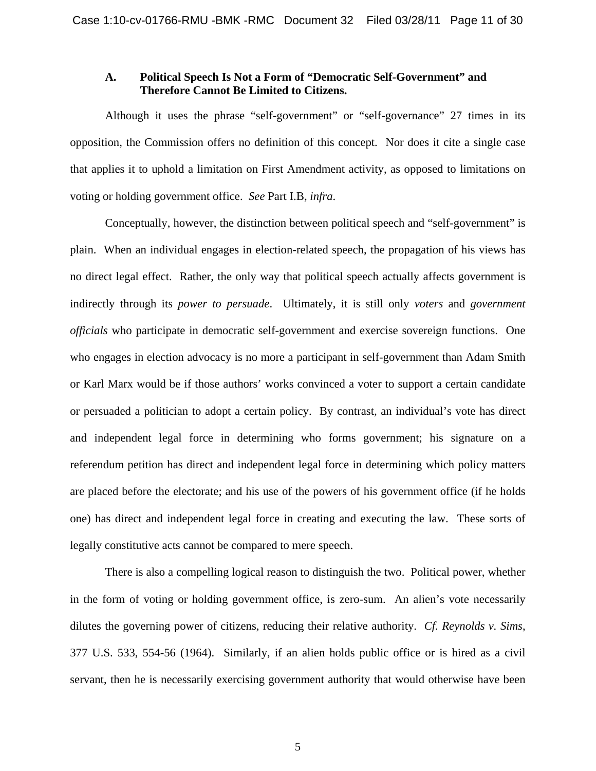### A. Political Speech Is Not a Form of "Democratic Self-Government" and Therefore Cannot Be Limited to Citizens.

Although it uses the phrase "self-government" or "self-governance" 27 times in its opposition, the Commission offers no definition of this concept. Nor does it cite a single case that applies it to uphold a limitation on First Amendment activity, as opposed to limitations on voting or holding government office. *See* Part I.B, *infra*.

Conceptually, however, the distinction between political speech and "self-government" is plain. When an individual engages in election-related speech, the propagation of his views has no direct legal effect. Rather, the only way that political speech actually affects government is indirectly through its *power to persuade*. Ultimately, it is still only *voters* and *government officials* who participate in democratic self-government and exercise sovereign functions. One who engages in election advocacy is no more a participant in self-government than Adam Smith or Karl Marx would be if those authors' works convinced a voter to support a certain candidate or persuaded a politician to adopt a certain policy. By contrast, an individual's vote has direct and independent legal force in determining who forms government; his signature on a referendum petition has direct and independent legal force in determining which policy matters are placed before the electorate; and his use of the powers of his government office (if he holds one) has direct and independent legal force in creating and executing the law. These sorts of legally constitutive acts cannot be compared to mere speech.

There is also a compelling logical reason to distinguish the two. Political power, whether in the form of voting or holding government office, is zero-sum. An alien's vote necessarily dilutes the governing power of citizens, reducing their relative authority. *Cf. Reynolds v. Sims*, 377 U.S. 533, 554-56 (1964). Similarly, if an alien holds public office or is hired as a civil servant, then he is necessarily exercising government authority that would otherwise have been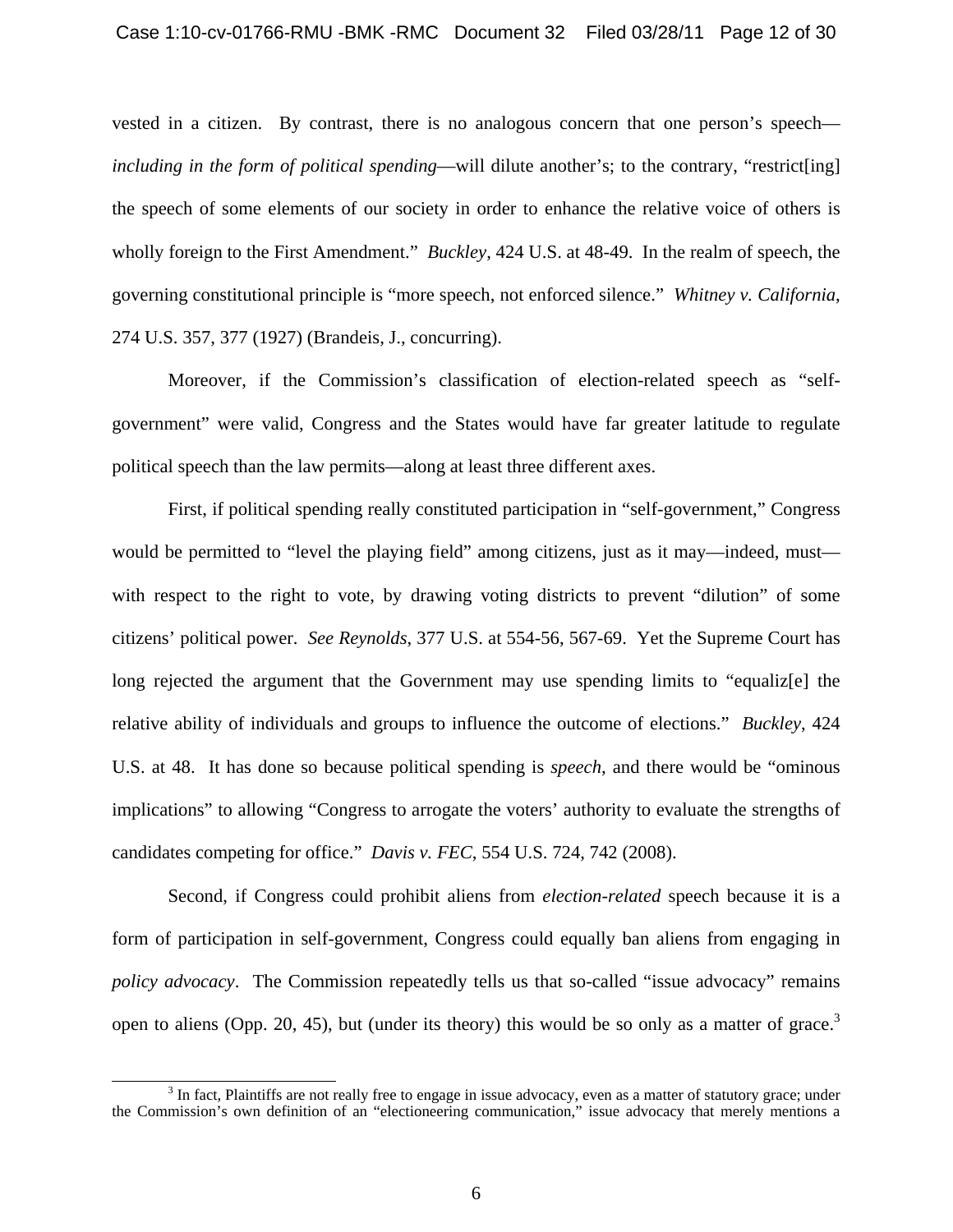vested in a citizen. By contrast, there is no analogous concern that one person's speech—*including in the form of political spending*—will dilute another's; to the contrary, "restrict[ing] the speech of some elements of our society in order to enhance the relative voice of others is wholly foreign to the First Amendment." *Buckley*, 424 U.S. at 48-49. In the realm of speech, the governing constitutional principle is "more speech, not enforced silence." *Whitney v. California*, 274 U.S. 357, 377 (1927) (Brandeis, J., concurring).

Moreover, if the Commission's classification of election-related speech as "self-government" were valid, Congress and the States would have far greater latitude to regulate political speech than the law permits—along at least three different axes.

First, if political spending really constituted participation in "self-government," Congress would be permitted to "level the playing field" among citizens, just as it may—indeed, must—with respect to the right to vote, by drawing voting districts to prevent "dilution" of some citizens' political power. *See Reynolds*, 377 U.S. at 554-56, 567-69. Yet the Supreme Court has long rejected the argument that the Government may use spending limits to "equaliz[e] the relative ability of individuals and groups to influence the outcome of elections." *Buckley*, 424 U.S. at 48. It has done so because political spending is *speech*, and there would be "ominous implications" to allowing "Congress to arrogate the voters' authority to evaluate the strengths of candidates competing for office." *Davis v. FEC*, 554 U.S. 724, 742 (2008).

Second, if Congress could prohibit aliens from *election-related* speech because it is a form of participation in self-government, Congress could equally ban aliens from engaging in *policy advocacy*. The Commission repeatedly tells us that so-called "issue advocacy" remains open to aliens (Opp. 20, 45), but (under its theory) this would be so only as a matter of grace.[3]

[3] In fact, Plaintiffs are not really free to engage in issue advocacy, even as a matter of statutory grace; under the Commission's own definition of an "electioneering communication," issue advocacy that merely mentions a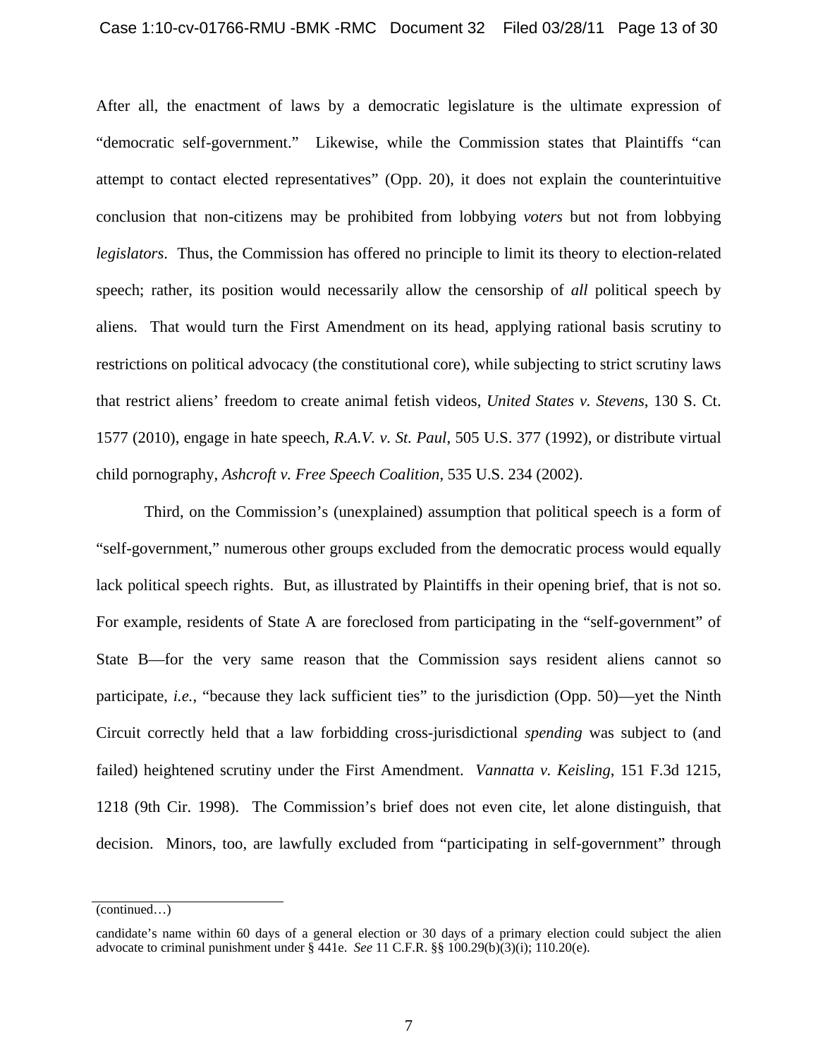After all, the enactment of laws by a democratic legislature is the ultimate expression of "democratic self-government." Likewise, while the Commission states that Plaintiffs "can attempt to contact elected representatives" (Opp. 20), it does not explain the counterintuitive conclusion that non-citizens may be prohibited from lobbying *voters* but not from lobbying *legislators*. Thus, the Commission has offered no principle to limit its theory to election-related speech; rather, its position would necessarily allow the censorship of *all* political speech by aliens. That would turn the First Amendment on its head, applying rational basis scrutiny to restrictions on political advocacy (the constitutional core), while subjecting to strict scrutiny laws that restrict aliens' freedom to create animal fetish videos, *United States v. Stevens*, 130 S. Ct. 1577 (2010), engage in hate speech, *R.A.V. v. St. Paul*, 505 U.S. 377 (1992), or distribute virtual child pornography, *Ashcroft v. Free Speech Coalition*, 535 U.S. 234 (2002).

Third, on the Commission's (unexplained) assumption that political speech is a form of "self-government," numerous other groups excluded from the democratic process would equally lack political speech rights. But, as illustrated by Plaintiffs in their opening brief, that is not so. For example, residents of State A are foreclosed from participating in the "self-government" of State B—for the very same reason that the Commission says resident aliens cannot so participate, *i.e.*, "because they lack sufficient ties" to the jurisdiction (Opp. 50)—yet the Ninth Circuit correctly held that a law forbidding cross-jurisdictional *spending* was subject to (and failed) heightened scrutiny under the First Amendment. *Vannatta v. Keisling*, 151 F.3d 1215, 1218 (9th Cir. 1998). The Commission's brief does not even cite, let alone distinguish, that decision. Minors, too, are lawfully excluded from "participating in self-government" through

(continued…)

candidate's name within 60 days of a general election or 30 days of a primary election could subject the alien advocate to criminal punishment under § 441e. *See* 11 C.F.R. §§ 100.29(b)(3)(i); 110.20(e).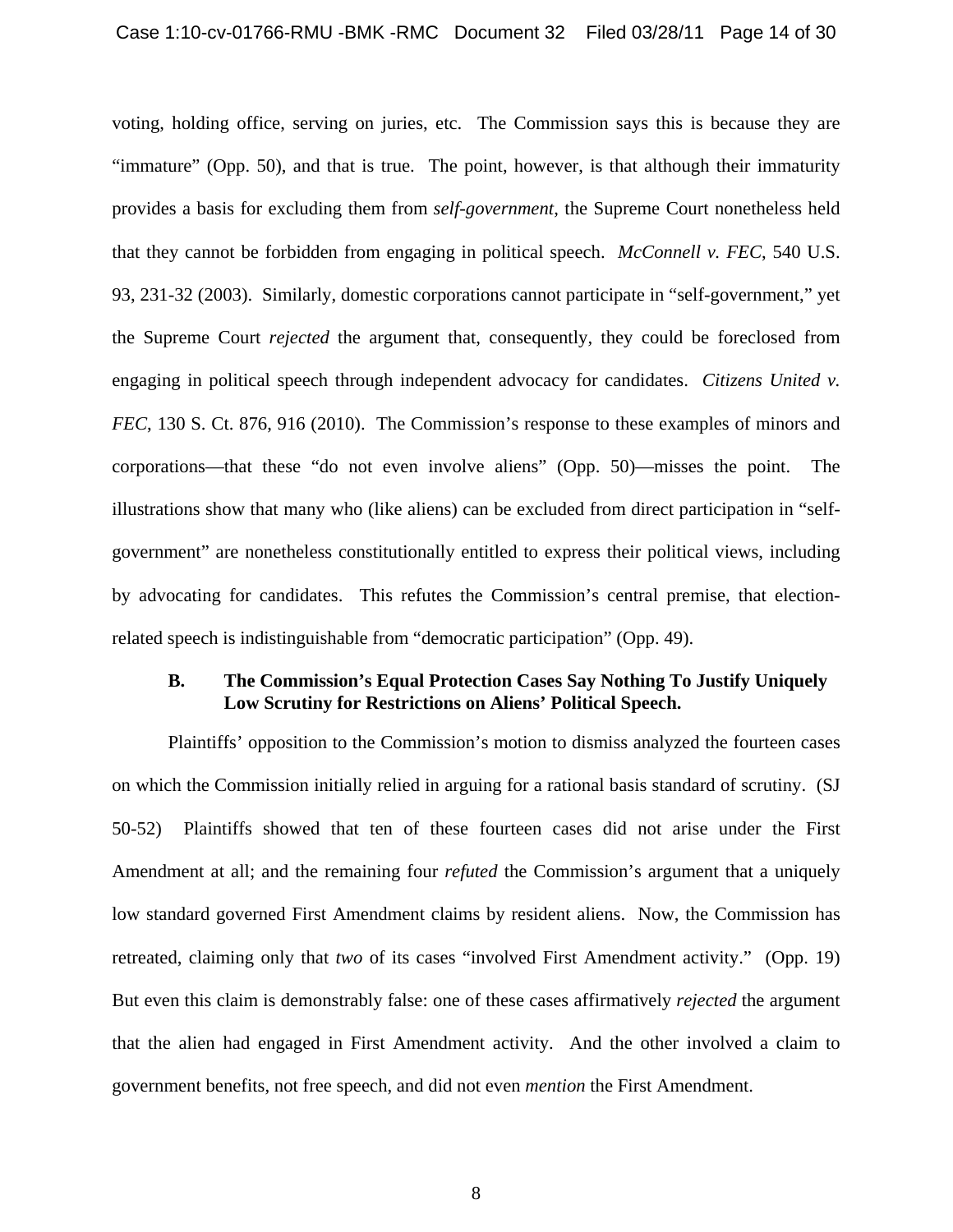voting, holding office, serving on juries, etc. The Commission says this is because they are "immature" (Opp. 50), and that is true. The point, however, is that although their immaturity provides a basis for excluding them from *self-government*, the Supreme Court nonetheless held that they cannot be forbidden from engaging in political speech. *McConnell v. FEC*, 540 U.S. 93, 231-32 (2003). Similarly, domestic corporations cannot participate in "self-government," yet the Supreme Court *rejected* the argument that, consequently, they could be foreclosed from engaging in political speech through independent advocacy for candidates. *Citizens United v. FEC*, 130 S. Ct. 876, 916 (2010). The Commission's response to these examples of minors and corporations—that these "do not even involve aliens" (Opp. 50)—misses the point. The illustrations show that many who (like aliens) can be excluded from direct participation in "self-government" are nonetheless constitutionally entitled to express their political views, including by advocating for candidates. This refutes the Commission's central premise, that election-related speech is indistinguishable from "democratic participation" (Opp. 49).

### B. The Commission's Equal Protection Cases Say Nothing To Justify Uniquely Low Scrutiny for Restrictions on Aliens' Political Speech.

Plaintiffs' opposition to the Commission's motion to dismiss analyzed the fourteen cases on which the Commission initially relied in arguing for a rational basis standard of scrutiny. (SJ 50-52) Plaintiffs showed that ten of these fourteen cases did not arise under the First Amendment at all; and the remaining four *refuted* the Commission's argument that a uniquely low standard governed First Amendment claims by resident aliens. Now, the Commission has retreated, claiming only that *two* of its cases "involved First Amendment activity." (Opp. 19) But even this claim is demonstrably false: one of these cases affirmatively *rejected* the argument that the alien had engaged in First Amendment activity. And the other involved a claim to government benefits, not free speech, and did not even *mention* the First Amendment.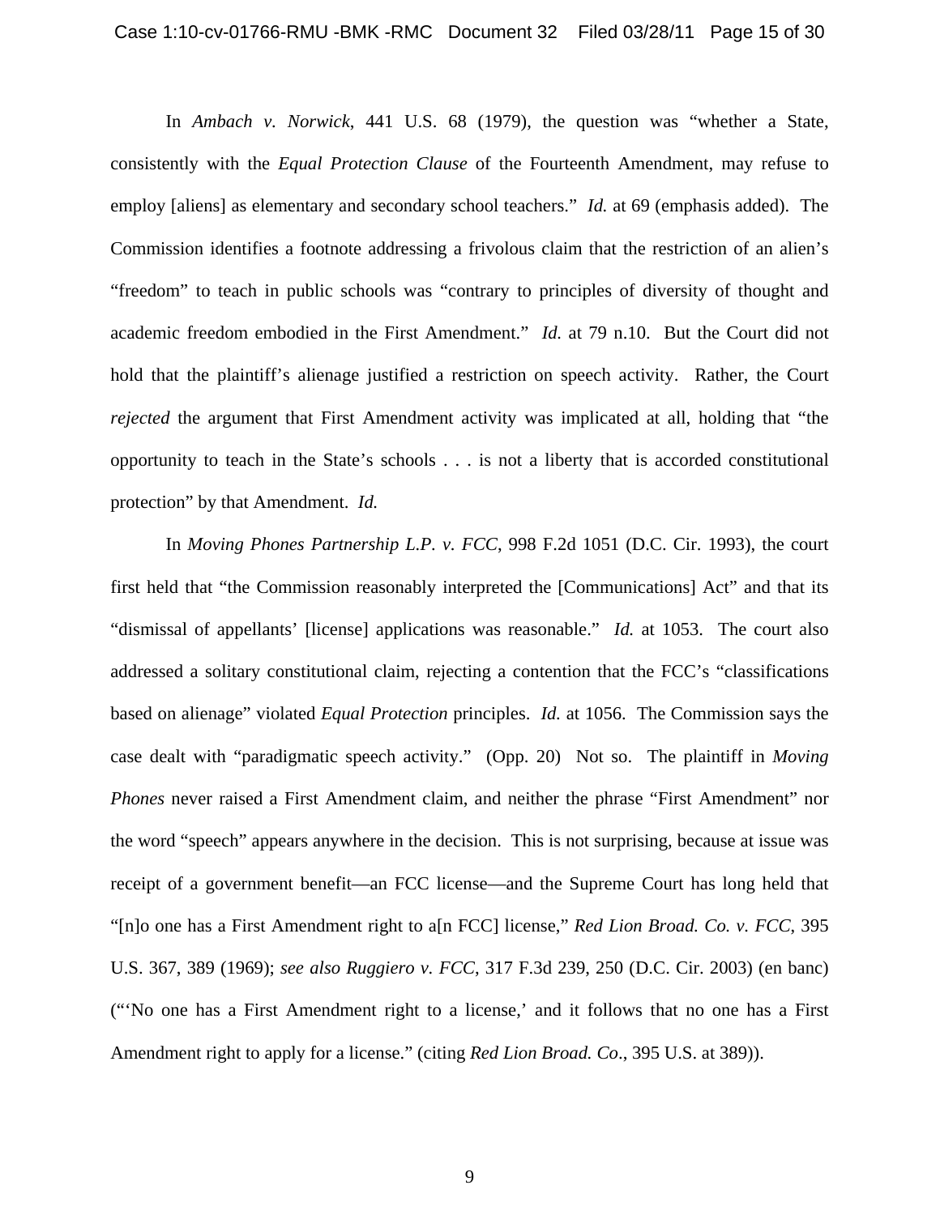In *Ambach v. Norwick*, 441 U.S. 68 (1979), the question was "whether a State, consistently with the *Equal Protection Clause* of the Fourteenth Amendment, may refuse to employ [aliens] as elementary and secondary school teachers." *Id.* at 69 (emphasis added). The Commission identifies a footnote addressing a frivolous claim that the restriction of an alien's "freedom" to teach in public schools was "contrary to principles of diversity of thought and academic freedom embodied in the First Amendment." *Id.* at 79 n.10. But the Court did not hold that the plaintiff's alienage justified a restriction on speech activity. Rather, the Court *rejected* the argument that First Amendment activity was implicated at all, holding that "the opportunity to teach in the State's schools . . . is not a liberty that is accorded constitutional protection" by that Amendment. *Id.*

In *Moving Phones Partnership L.P. v. FCC*, 998 F.2d 1051 (D.C. Cir. 1993), the court first held that "the Commission reasonably interpreted the [Communications] Act" and that its "dismissal of appellants' [license] applications was reasonable." *Id.* at 1053. The court also addressed a solitary constitutional claim, rejecting a contention that the FCC's "classifications based on alienage" violated *Equal Protection* principles. *Id.* at 1056. The Commission says the case dealt with "paradigmatic speech activity." (Opp. 20) Not so. The plaintiff in *Moving Phones* never raised a First Amendment claim, and neither the phrase "First Amendment" nor the word "speech" appears anywhere in the decision. This is not surprising, because at issue was receipt of a government benefit—an FCC license—and the Supreme Court has long held that "[n]o one has a First Amendment right to a[n FCC] license," *Red Lion Broad. Co. v. FCC*, 395 U.S. 367, 389 (1969); *see also Ruggiero v. FCC*, 317 F.3d 239, 250 (D.C. Cir. 2003) (en banc) ("'No one has a First Amendment right to a license,' and it follows that no one has a First Amendment right to apply for a license." (citing *Red Lion Broad. Co*., 395 U.S. at 389)).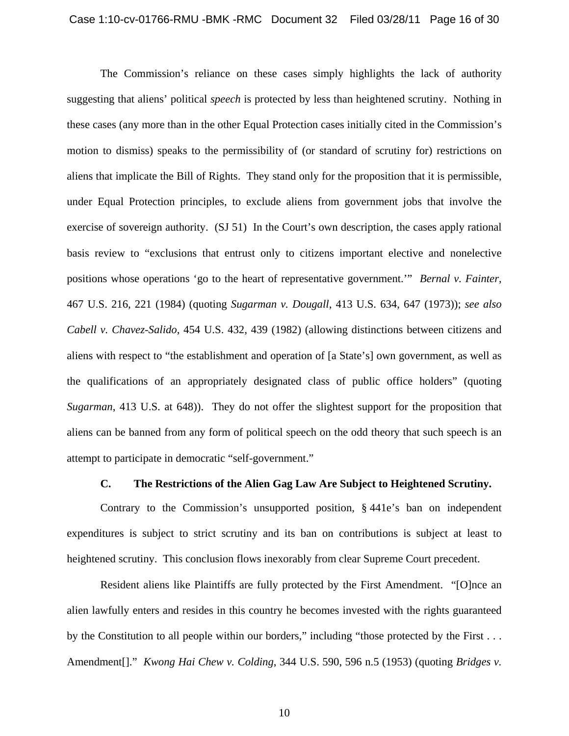The Commission's reliance on these cases simply highlights the lack of authority suggesting that aliens' political *speech* is protected by less than heightened scrutiny. Nothing in these cases (any more than in the other Equal Protection cases initially cited in the Commission's motion to dismiss) speaks to the permissibility of (or standard of scrutiny for) restrictions on aliens that implicate the Bill of Rights. They stand only for the proposition that it is permissible, under Equal Protection principles, to exclude aliens from government jobs that involve the exercise of sovereign authority. (SJ 51) In the Court's own description, the cases apply rational basis review to "exclusions that entrust only to citizens important elective and nonelective positions whose operations 'go to the heart of representative government.'" *Bernal v. Fainter*, 467 U.S. 216, 221 (1984) (quoting *Sugarman v. Dougall*, 413 U.S. 634, 647 (1973)); *see also Cabell v. Chavez-Salido*, 454 U.S. 432, 439 (1982) (allowing distinctions between citizens and aliens with respect to "the establishment and operation of [a State's] own government, as well as the qualifications of an appropriately designated class of public office holders" (quoting *Sugarman*, 413 U.S. at 648)). They do not offer the slightest support for the proposition that aliens can be banned from any form of political speech on the odd theory that such speech is an attempt to participate in democratic "self-government."

### C. The Restrictions of the Alien Gag Law Are Subject to Heightened Scrutiny.

Contrary to the Commission's unsupported position, § 441e's ban on independent expenditures is subject to strict scrutiny and its ban on contributions is subject at least to heightened scrutiny. This conclusion flows inexorably from clear Supreme Court precedent.

Resident aliens like Plaintiffs are fully protected by the First Amendment. "[O]nce an alien lawfully enters and resides in this country he becomes invested with the rights guaranteed by the Constitution to all people within our borders," including "those protected by the First . . . Amendment[]." *Kwong Hai Chew v. Colding*, 344 U.S. 590, 596 n.5 (1953) (quoting *Bridges v.*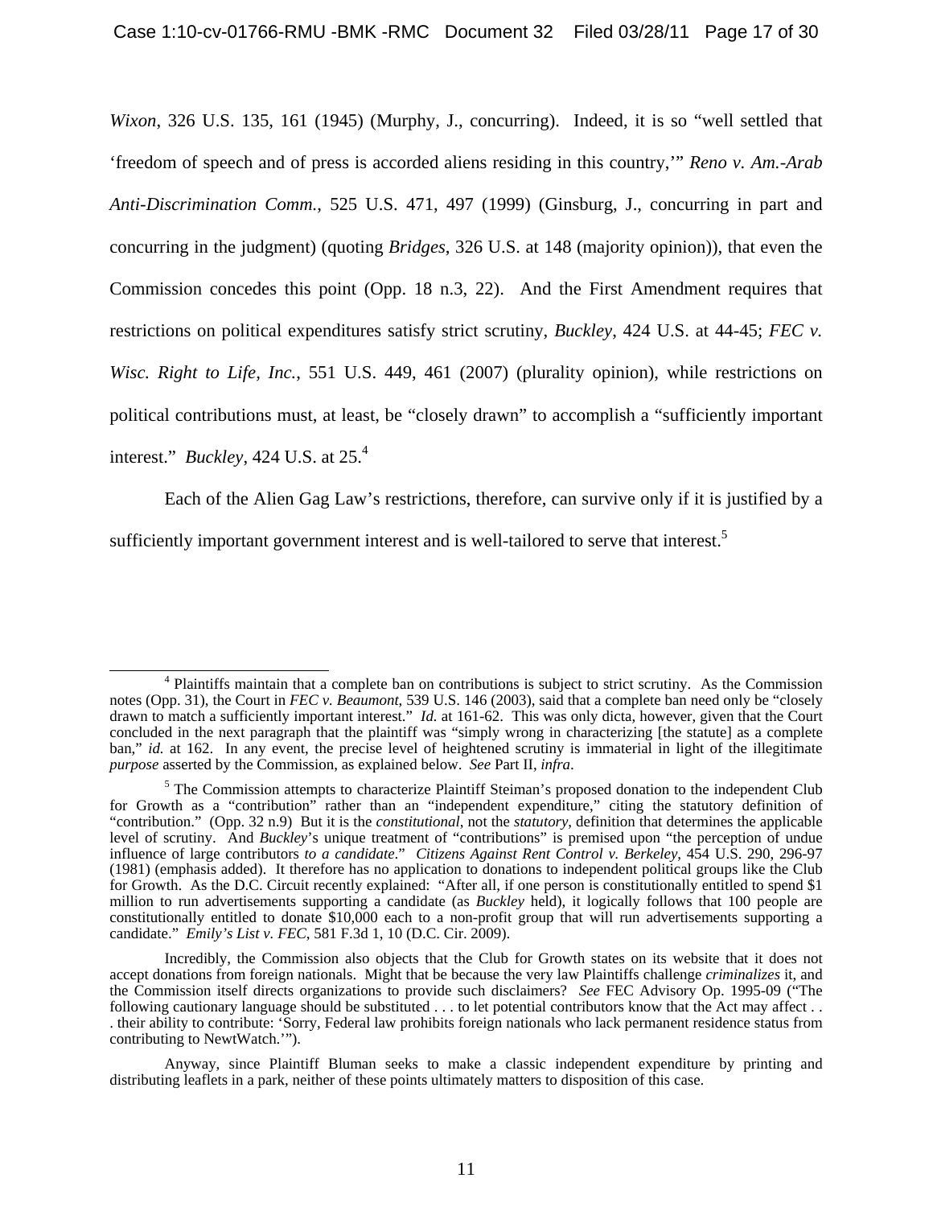*Wixon*, 326 U.S. 135, 161 (1945) (Murphy, J., concurring). Indeed, it is so "well settled that 'freedom of speech and of press is accorded aliens residing in this country,'" *Reno v. Am.-Arab Anti-Discrimination Comm.*, 525 U.S. 471, 497 (1999) (Ginsburg, J., concurring in part and concurring in the judgment) (quoting *Bridges*, 326 U.S. at 148 (majority opinion)), that even the Commission concedes this point (Opp. 18 n.3, 22). And the First Amendment requires that restrictions on political expenditures satisfy strict scrutiny, *Buckley*, 424 U.S. at 44-45; *FEC v. Wisc. Right to Life, Inc.*, 551 U.S. 449, 461 (2007) (plurality opinion), while restrictions on political contributions must, at least, be "closely drawn" to accomplish a "sufficiently important interest." *Buckley*, 424 U.S. at 25.[4]

Each of the Alien Gag Law's restrictions, therefore, can survive only if it is justified by a sufficiently important government interest and is well-tailored to serve that interest.[5]

---

[4] Plaintiffs maintain that a complete ban on contributions is subject to strict scrutiny. As the Commission notes (Opp. 31), the Court in *FEC v. Beaumont*, 539 U.S. 146 (2003), said that a complete ban need only be "closely drawn to match a sufficiently important interest." *Id.* at 161-62. This was only dicta, however, given that the Court concluded in the next paragraph that the plaintiff was "simply wrong in characterizing [the statute] as a complete ban," *id.* at 162. In any event, the precise level of heightened scrutiny is immaterial in light of the illegitimate *purpose* asserted by the Commission, as explained below. *See* Part II, *infra*.

[5] The Commission attempts to characterize Plaintiff Steiman's proposed donation to the independent Club for Growth as a "contribution" rather than an "independent expenditure," citing the statutory definition of "contribution." (Opp. 32 n.9) But it is the *constitutional*, not the *statutory*, definition that determines the applicable level of scrutiny. And *Buckley*'s unique treatment of "contributions" is premised upon "the perception of undue influence of large contributors *to a candidate*." *Citizens Against Rent Control v. Berkeley*, 454 U.S. 290, 296-97 (1981) (emphasis added). It therefore has no application to donations to independent political groups like the Club for Growth. As the D.C. Circuit recently explained: "After all, if one person is constitutionally entitled to spend $1 million to run advertisements supporting a candidate (as *Buckley* held), it logically follows that 100 people are constitutionally entitled to donate $10,000 each to a non-profit group that will run advertisements supporting a candidate." *Emily's List v. FEC*, 581 F.3d 1, 10 (D.C. Cir. 2009).

Incredibly, the Commission also objects that the Club for Growth states on its website that it does not accept donations from foreign nationals. Might that be because the very law Plaintiffs challenge *criminalizes* it, and the Commission itself directs organizations to provide such disclaimers? *See* FEC Advisory Op. 1995-09 ("The following cautionary language should be substituted . . . to let potential contributors know that the Act may affect . . . their ability to contribute: 'Sorry, Federal law prohibits foreign nationals who lack permanent residence status from contributing to NewtWatch.'").

Anyway, since Plaintiff Bluman seeks to make a classic independent expenditure by printing and distributing leaflets in a park, neither of these points ultimately matters to disposition of this case.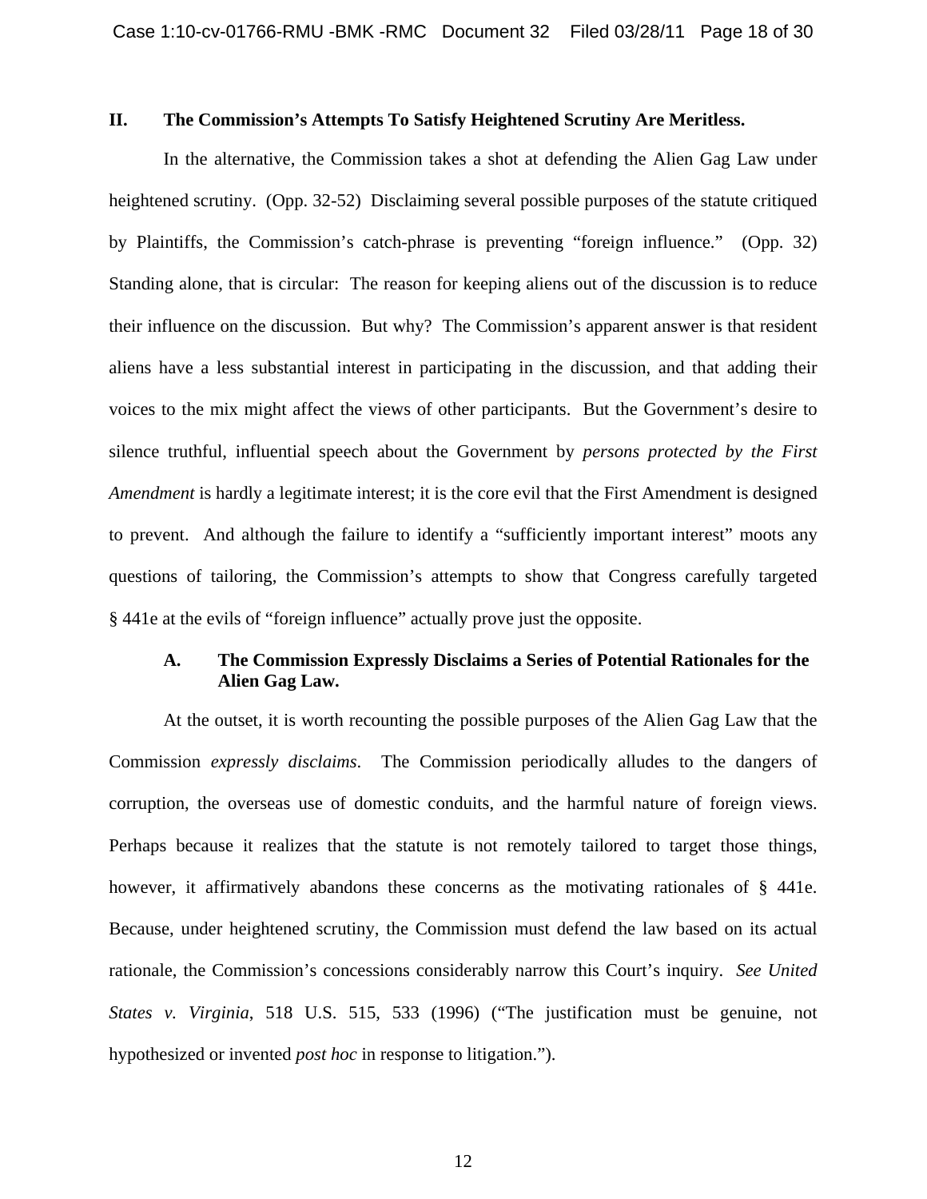## II. The Commission's Attempts To Satisfy Heightened Scrutiny Are Meritless.

In the alternative, the Commission takes a shot at defending the Alien Gag Law under heightened scrutiny. (Opp. 32-52) Disclaiming several possible purposes of the statute critiqued by Plaintiffs, the Commission's catch-phrase is preventing "foreign influence." (Opp. 32) Standing alone, that is circular: The reason for keeping aliens out of the discussion is to reduce their influence on the discussion. But why? The Commission's apparent answer is that resident aliens have a less substantial interest in participating in the discussion, and that adding their voices to the mix might affect the views of other participants. But the Government's desire to silence truthful, influential speech about the Government by *persons protected by the First Amendment* is hardly a legitimate interest; it is the core evil that the First Amendment is designed to prevent. And although the failure to identify a "sufficiently important interest" moots any questions of tailoring, the Commission's attempts to show that Congress carefully targeted § 441e at the evils of "foreign influence" actually prove just the opposite.

### A. The Commission Expressly Disclaims a Series of Potential Rationales for the Alien Gag Law.

At the outset, it is worth recounting the possible purposes of the Alien Gag Law that the Commission *expressly disclaims*. The Commission periodically alludes to the dangers of corruption, the overseas use of domestic conduits, and the harmful nature of foreign views. Perhaps because it realizes that the statute is not remotely tailored to target those things, however, it affirmatively abandons these concerns as the motivating rationales of § 441e. Because, under heightened scrutiny, the Commission must defend the law based on its actual rationale, the Commission's concessions considerably narrow this Court's inquiry. *See United States v. Virginia*, 518 U.S. 515, 533 (1996) ("The justification must be genuine, not hypothesized or invented *post hoc* in response to litigation.").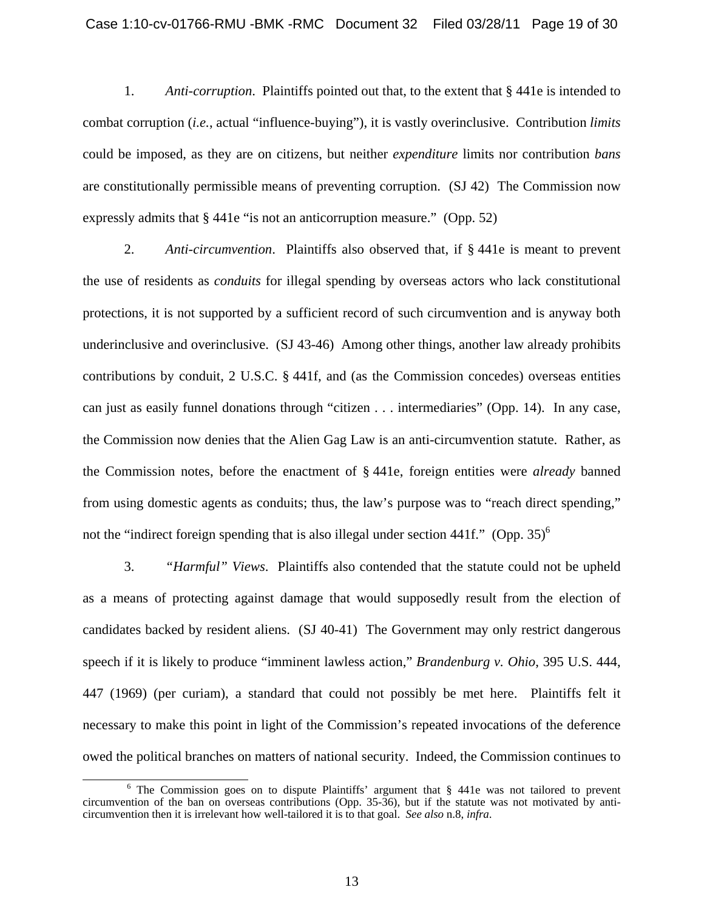1. *Anti-corruption*. Plaintiffs pointed out that, to the extent that § 441e is intended to combat corruption (*i.e.*, actual "influence-buying"), it is vastly overinclusive. Contribution *limits* could be imposed, as they are on citizens, but neither *expenditure* limits nor contribution *bans* are constitutionally permissible means of preventing corruption. (SJ 42) The Commission now expressly admits that § 441e "is not an anticorruption measure." (Opp. 52)

2. *Anti-circumvention*. Plaintiffs also observed that, if § 441e is meant to prevent the use of residents as *conduits* for illegal spending by overseas actors who lack constitutional protections, it is not supported by a sufficient record of such circumvention and is anyway both underinclusive and overinclusive. (SJ 43-46) Among other things, another law already prohibits contributions by conduit, 2 U.S.C. § 441f, and (as the Commission concedes) overseas entities can just as easily funnel donations through "citizen . . . intermediaries" (Opp. 14). In any case, the Commission now denies that the Alien Gag Law is an anti-circumvention statute. Rather, as the Commission notes, before the enactment of § 441e, foreign entities were *already* banned from using domestic agents as conduits; thus, the law's purpose was to "reach direct spending," not the "indirect foreign spending that is also illegal under section 441f." (Opp. 35)[6]

3. *"Harmful" Views*. Plaintiffs also contended that the statute could not be upheld as a means of protecting against damage that would supposedly result from the election of candidates backed by resident aliens. (SJ 40-41) The Government may only restrict dangerous speech if it is likely to produce "imminent lawless action," *Brandenburg v. Ohio*, 395 U.S. 444, 447 (1969) (per curiam), a standard that could not possibly be met here. Plaintiffs felt it necessary to make this point in light of the Commission's repeated invocations of the deference owed the political branches on matters of national security. Indeed, the Commission continues to

[6] The Commission goes on to dispute Plaintiffs' argument that § 441e was not tailored to prevent circumvention of the ban on overseas contributions (Opp. 35-36), but if the statute was not motivated by anti-circumvention then it is irrelevant how well-tailored it is to that goal. *See also* n.8, *infra*.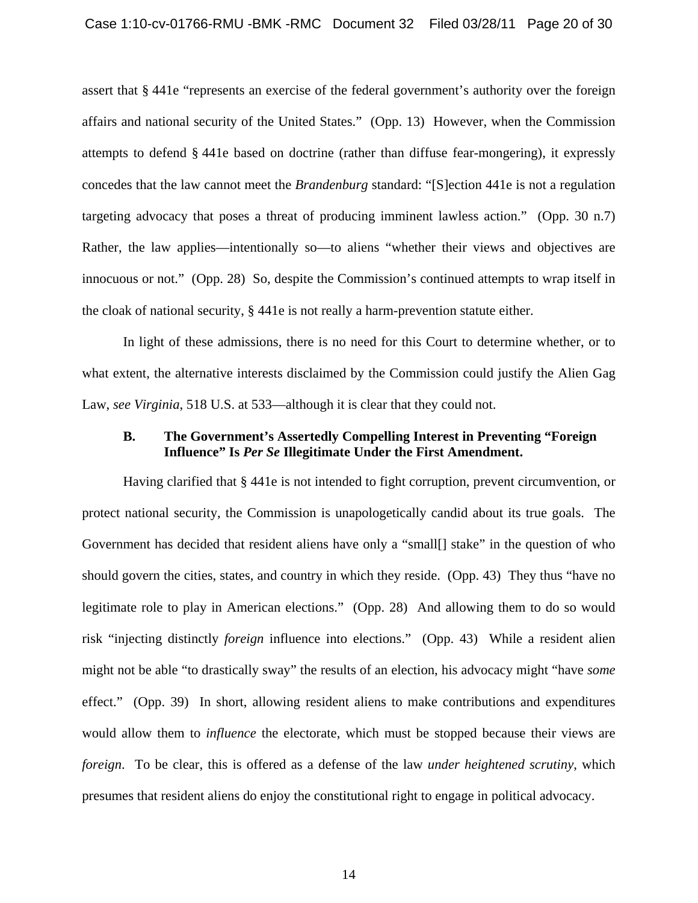assert that § 441e "represents an exercise of the federal government's authority over the foreign affairs and national security of the United States." (Opp. 13) However, when the Commission attempts to defend § 441e based on doctrine (rather than diffuse fear-mongering), it expressly concedes that the law cannot meet the *Brandenburg* standard: "[S]ection 441e is not a regulation targeting advocacy that poses a threat of producing imminent lawless action." (Opp. 30 n.7) Rather, the law applies—intentionally so—to aliens "whether their views and objectives are innocuous or not." (Opp. 28) So, despite the Commission's continued attempts to wrap itself in the cloak of national security, § 441e is not really a harm-prevention statute either.

In light of these admissions, there is no need for this Court to determine whether, or to what extent, the alternative interests disclaimed by the Commission could justify the Alien Gag Law, *see Virginia*, 518 U.S. at 533—although it is clear that they could not.

### B. The Government's Assertedly Compelling Interest in Preventing "Foreign Influence" Is *Per Se* Illegitimate Under the First Amendment.

Having clarified that § 441e is not intended to fight corruption, prevent circumvention, or protect national security, the Commission is unapologetically candid about its true goals. The Government has decided that resident aliens have only a "small[] stake" in the question of who should govern the cities, states, and country in which they reside. (Opp. 43) They thus "have no legitimate role to play in American elections." (Opp. 28) And allowing them to do so would risk "injecting distinctly *foreign* influence into elections." (Opp. 43) While a resident alien might not be able "to drastically sway" the results of an election, his advocacy might "have *some* effect." (Opp. 39) In short, allowing resident aliens to make contributions and expenditures would allow them to *influence* the electorate, which must be stopped because their views are *foreign*. To be clear, this is offered as a defense of the law *under heightened scrutiny*, which presumes that resident aliens do enjoy the constitutional right to engage in political advocacy.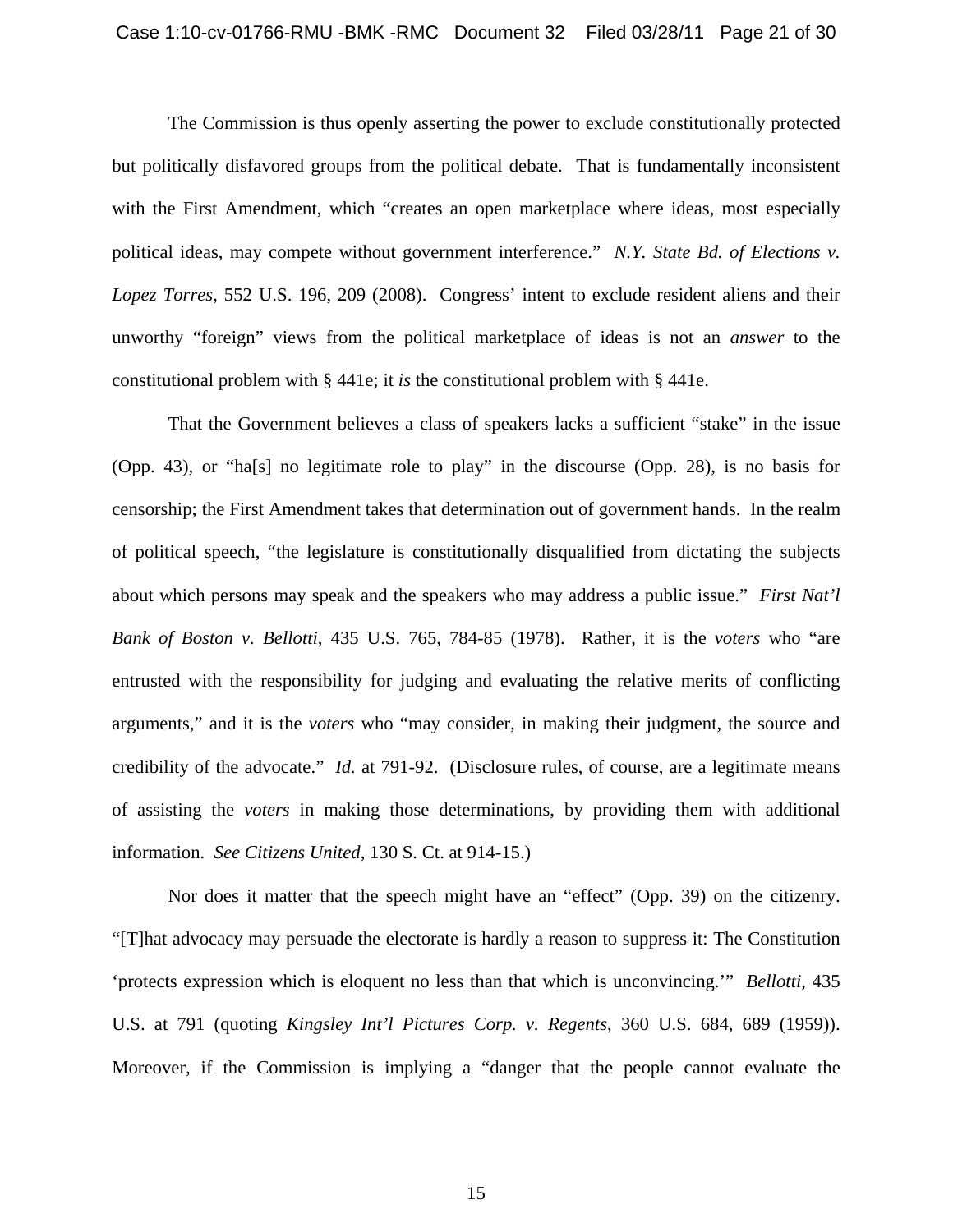The Commission is thus openly asserting the power to exclude constitutionally protected but politically disfavored groups from the political debate. That is fundamentally inconsistent with the First Amendment, which "creates an open marketplace where ideas, most especially political ideas, may compete without government interference." *N.Y. State Bd. of Elections v. Lopez Torres*, 552 U.S. 196, 209 (2008). Congress' intent to exclude resident aliens and their unworthy "foreign" views from the political marketplace of ideas is not an *answer* to the constitutional problem with § 441e; it *is* the constitutional problem with § 441e.

That the Government believes a class of speakers lacks a sufficient "stake" in the issue (Opp. 43), or "ha[s] no legitimate role to play" in the discourse (Opp. 28), is no basis for censorship; the First Amendment takes that determination out of government hands. In the realm of political speech, "the legislature is constitutionally disqualified from dictating the subjects about which persons may speak and the speakers who may address a public issue." *First Nat'l Bank of Boston v. Bellotti*, 435 U.S. 765, 784-85 (1978). Rather, it is the *voters* who "are entrusted with the responsibility for judging and evaluating the relative merits of conflicting arguments," and it is the *voters* who "may consider, in making their judgment, the source and credibility of the advocate." *Id.* at 791-92. (Disclosure rules, of course, are a legitimate means of assisting the *voters* in making those determinations, by providing them with additional information. *See Citizens United*, 130 S. Ct. at 914-15.)

Nor does it matter that the speech might have an "effect" (Opp. 39) on the citizenry. "[T]hat advocacy may persuade the electorate is hardly a reason to suppress it: The Constitution 'protects expression which is eloquent no less than that which is unconvincing.'" *Bellotti*, 435 U.S. at 791 (quoting *Kingsley Int'l Pictures Corp. v. Regents*, 360 U.S. 684, 689 (1959)). Moreover, if the Commission is implying a "danger that the people cannot evaluate the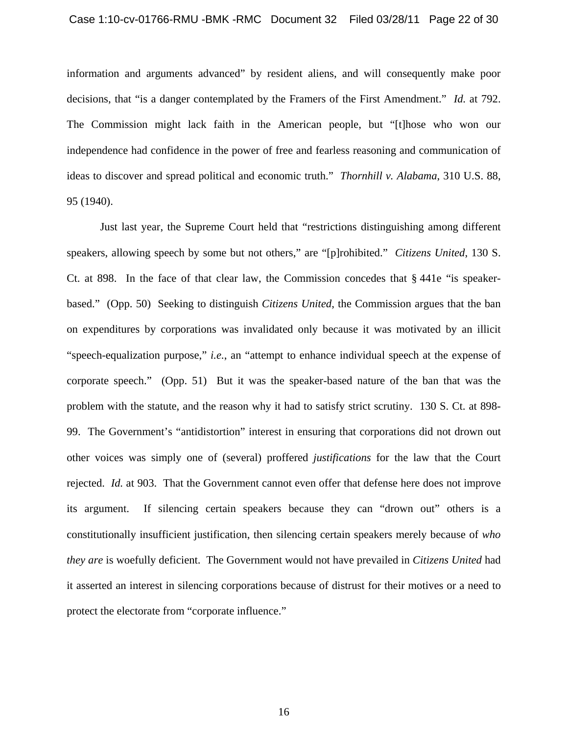information and arguments advanced" by resident aliens, and will consequently make poor decisions, that "is a danger contemplated by the Framers of the First Amendment." *Id.* at 792. The Commission might lack faith in the American people, but "[t]hose who won our independence had confidence in the power of free and fearless reasoning and communication of ideas to discover and spread political and economic truth." *Thornhill v. Alabama*, 310 U.S. 88, 95 (1940).

Just last year, the Supreme Court held that "restrictions distinguishing among different speakers, allowing speech by some but not others," are "[p]rohibited." *Citizens United*, 130 S. Ct. at 898. In the face of that clear law, the Commission concedes that § 441e "is speaker-based." (Opp. 50) Seeking to distinguish *Citizens United*, the Commission argues that the ban on expenditures by corporations was invalidated only because it was motivated by an illicit "speech-equalization purpose," *i.e.*, an "attempt to enhance individual speech at the expense of corporate speech." (Opp. 51) But it was the speaker-based nature of the ban that was the problem with the statute, and the reason why it had to satisfy strict scrutiny. 130 S. Ct. at 898-99. The Government's "antidistortion" interest in ensuring that corporations did not drown out other voices was simply one of (several) proffered *justifications* for the law that the Court rejected. *Id.* at 903. That the Government cannot even offer that defense here does not improve its argument. If silencing certain speakers because they can "drown out" others is a constitutionally insufficient justification, then silencing certain speakers merely because of *who they are* is woefully deficient. The Government would not have prevailed in *Citizens United* had it asserted an interest in silencing corporations because of distrust for their motives or a need to protect the electorate from "corporate influence."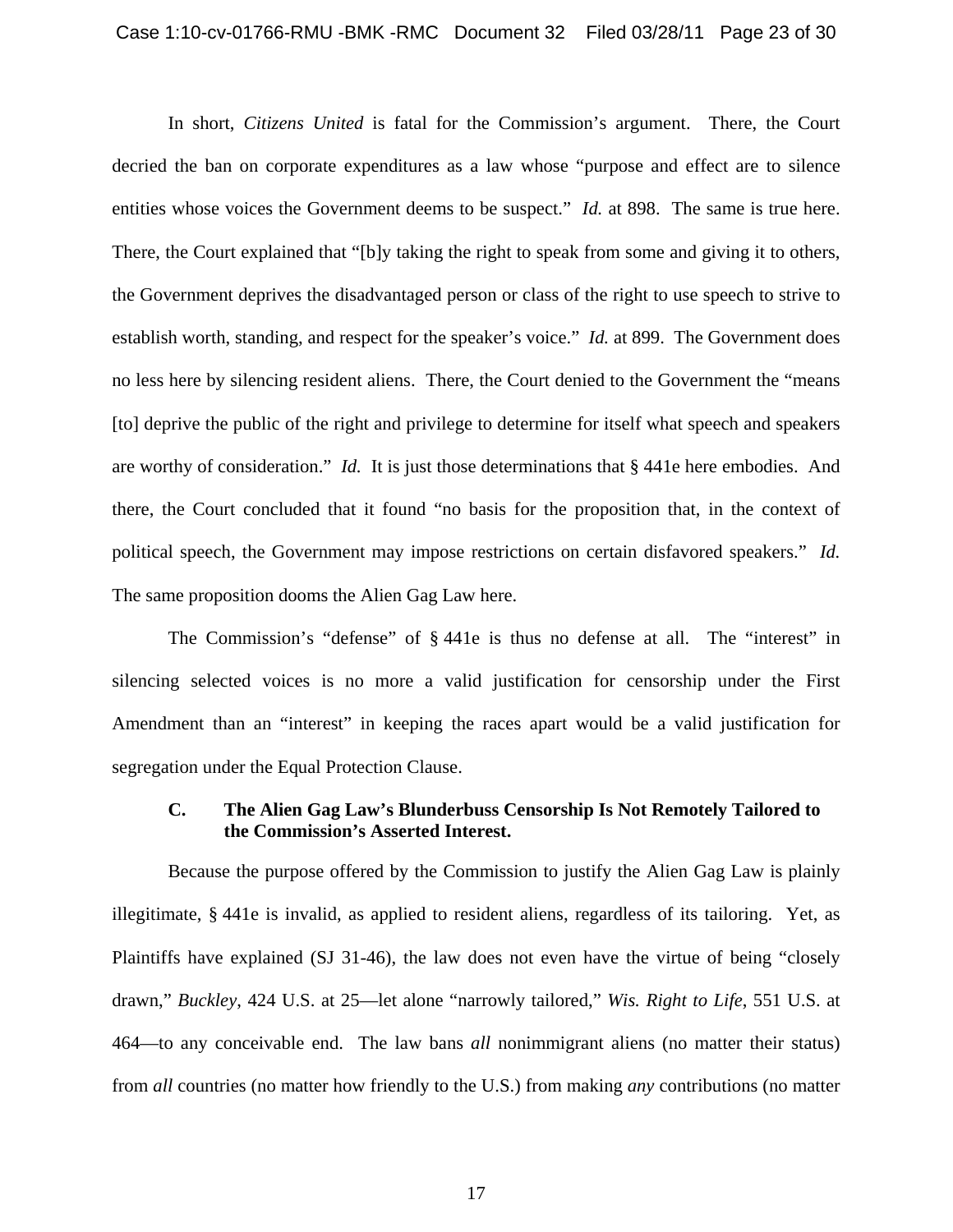In short, *Citizens United* is fatal for the Commission's argument. There, the Court decried the ban on corporate expenditures as a law whose "purpose and effect are to silence entities whose voices the Government deems to be suspect." *Id.* at 898. The same is true here. There, the Court explained that "[b]y taking the right to speak from some and giving it to others, the Government deprives the disadvantaged person or class of the right to use speech to strive to establish worth, standing, and respect for the speaker's voice." *Id.* at 899. The Government does no less here by silencing resident aliens. There, the Court denied to the Government the "means [to] deprive the public of the right and privilege to determine for itself what speech and speakers are worthy of consideration." *Id.* It is just those determinations that § 441e here embodies. And there, the Court concluded that it found "no basis for the proposition that, in the context of political speech, the Government may impose restrictions on certain disfavored speakers." *Id.* The same proposition dooms the Alien Gag Law here.

The Commission's "defense" of § 441e is thus no defense at all. The "interest" in silencing selected voices is no more a valid justification for censorship under the First Amendment than an "interest" in keeping the races apart would be a valid justification for segregation under the Equal Protection Clause.

### C. The Alien Gag Law's Blunderbuss Censorship Is Not Remotely Tailored to the Commission's Asserted Interest.

Because the purpose offered by the Commission to justify the Alien Gag Law is plainly illegitimate, § 441e is invalid, as applied to resident aliens, regardless of its tailoring. Yet, as Plaintiffs have explained (SJ 31-46), the law does not even have the virtue of being "closely drawn," *Buckley*, 424 U.S. at 25—let alone "narrowly tailored," *Wis. Right to Life*, 551 U.S. at 464—to any conceivable end. The law bans *all* nonimmigrant aliens (no matter their status) from *all* countries (no matter how friendly to the U.S.) from making *any* contributions (no matter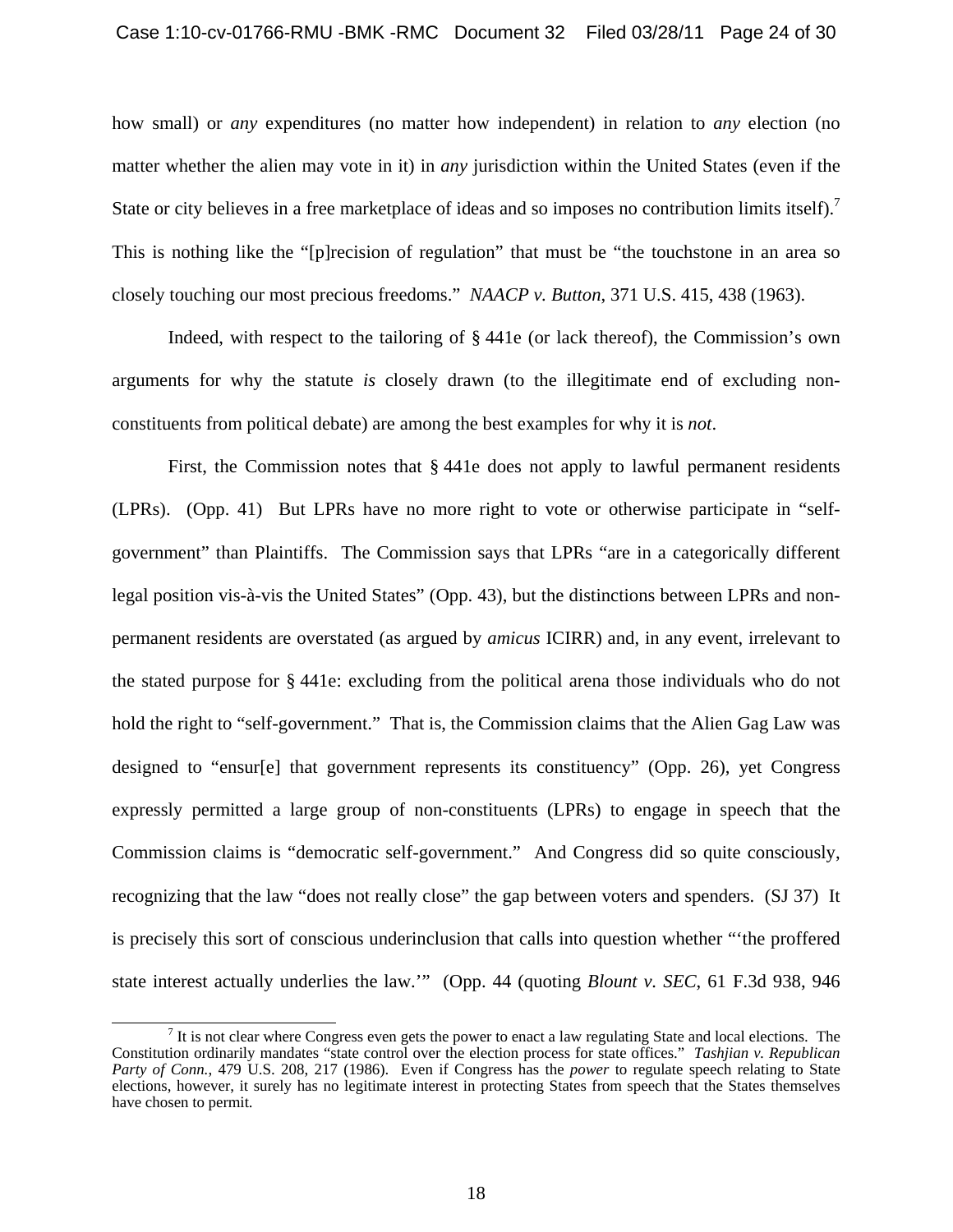how small) or *any* expenditures (no matter how independent) in relation to *any* election (no matter whether the alien may vote in it) in *any* jurisdiction within the United States (even if the State or city believes in a free marketplace of ideas and so imposes no contribution limits itself).[7] This is nothing like the "[p]recision of regulation" that must be "the touchstone in an area so closely touching our most precious freedoms." *NAACP v. Button*, 371 U.S. 415, 438 (1963).

Indeed, with respect to the tailoring of § 441e (or lack thereof), the Commission's own arguments for why the statute *is* closely drawn (to the illegitimate end of excluding non-constituents from political debate) are among the best examples for why it is *not*.

First, the Commission notes that § 441e does not apply to lawful permanent residents (LPRs). (Opp. 41) But LPRs have no more right to vote or otherwise participate in "self-government" than Plaintiffs. The Commission says that LPRs "are in a categorically different legal position vis-à-vis the United States" (Opp. 43), but the distinctions between LPRs and non-permanent residents are overstated (as argued by *amicus* ICIRR) and, in any event, irrelevant to the stated purpose for § 441e: excluding from the political arena those individuals who do not hold the right to "self-government." That is, the Commission claims that the Alien Gag Law was designed to "ensur[e] that government represents its constituency" (Opp. 26), yet Congress expressly permitted a large group of non-constituents (LPRs) to engage in speech that the Commission claims is "democratic self-government." And Congress did so quite consciously, recognizing that the law "does not really close" the gap between voters and spenders. (SJ 37) It is precisely this sort of conscious underinclusion that calls into question whether "'the proffered state interest actually underlies the law.'" (Opp. 44 (quoting *Blount v. SEC*, 61 F.3d 938, 946

---

[7] It is not clear where Congress even gets the power to enact a law regulating State and local elections. The Constitution ordinarily mandates "state control over the election process for state offices." *Tashjian v. Republican Party of Conn.*, 479 U.S. 208, 217 (1986). Even if Congress has the *power* to regulate speech relating to State elections, however, it surely has no legitimate interest in protecting States from speech that the States themselves have chosen to permit.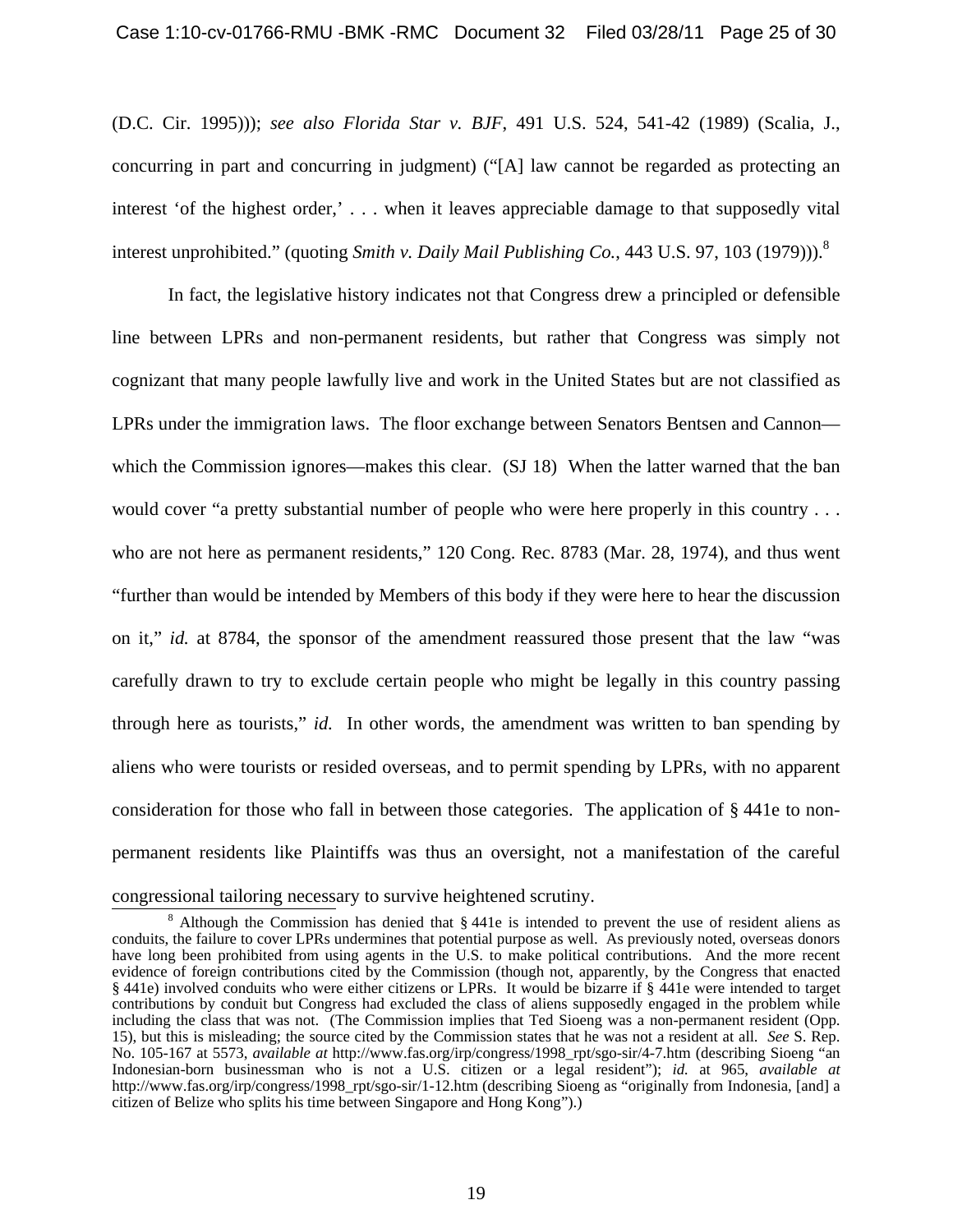(D.C. Cir. 1995))); *see also Florida Star v. BJF*, 491 U.S. 524, 541-42 (1989) (Scalia, J., concurring in part and concurring in judgment) ("[A] law cannot be regarded as protecting an interest 'of the highest order,' . . . when it leaves appreciable damage to that supposedly vital interest unprohibited." (quoting *Smith v. Daily Mail Publishing Co.*, 443 U.S. 97, 103 (1979))).[8]

In fact, the legislative history indicates not that Congress drew a principled or defensible line between LPRs and non-permanent residents, but rather that Congress was simply not cognizant that many people lawfully live and work in the United States but are not classified as LPRs under the immigration laws. The floor exchange between Senators Bentsen and Cannon—which the Commission ignores—makes this clear. (SJ 18) When the latter warned that the ban would cover "a pretty substantial number of people who were here properly in this country . . . who are not here as permanent residents," 120 Cong. Rec. 8783 (Mar. 28, 1974), and thus went "further than would be intended by Members of this body if they were here to hear the discussion on it," *id.* at 8784, the sponsor of the amendment reassured those present that the law "was carefully drawn to try to exclude certain people who might be legally in this country passing through here as tourists," *id.* In other words, the amendment was written to ban spending by aliens who were tourists or resided overseas, and to permit spending by LPRs, with no apparent consideration for those who fall in between those categories. The application of § 441e to non-permanent residents like Plaintiffs was thus an oversight, not a manifestation of the careful congressional tailoring necessary to survive heightened scrutiny.

[8] Although the Commission has denied that § 441e is intended to prevent the use of resident aliens as conduits, the failure to cover LPRs undermines that potential purpose as well. As previously noted, overseas donors have long been prohibited from using agents in the U.S. to make political contributions. And the more recent evidence of foreign contributions cited by the Commission (though not, apparently, by the Congress that enacted § 441e) involved conduits who were either citizens or LPRs. It would be bizarre if § 441e were intended to target contributions by conduit but Congress had excluded the class of aliens supposedly engaged in the problem while including the class that was not. (The Commission implies that Ted Sioeng was a non-permanent resident (Opp. 15), but this is misleading; the source cited by the Commission states that he was not a resident at all. *See* S. Rep. No. 105-167 at 5573, *available at* http://www.fas.org/irp/congress/1998_rpt/sgo-sir/4-7.htm (describing Sioeng "an Indonesian-born businessman who is not a U.S. citizen or a legal resident"); *id.* at 965, *available at* http://www.fas.org/irp/congress/1998_rpt/sgo-sir/1-12.htm (describing Sioeng as "originally from Indonesia, [and] a citizen of Belize who splits his time between Singapore and Hong Kong").)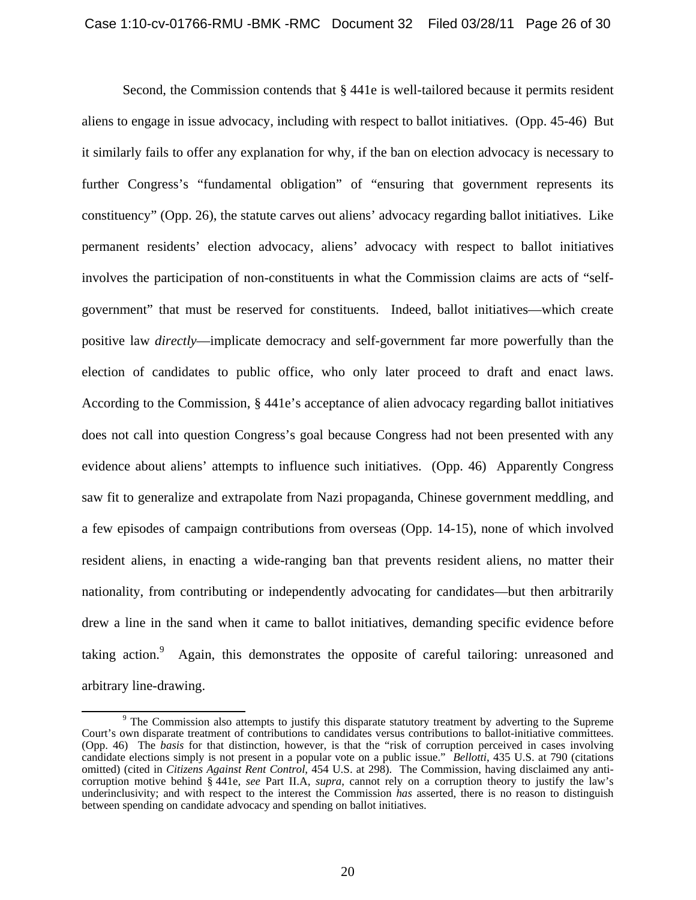Second, the Commission contends that § 441e is well-tailored because it permits resident aliens to engage in issue advocacy, including with respect to ballot initiatives. (Opp. 45-46) But it similarly fails to offer any explanation for why, if the ban on election advocacy is necessary to further Congress's "fundamental obligation" of "ensuring that government represents its constituency" (Opp. 26), the statute carves out aliens' advocacy regarding ballot initiatives. Like permanent residents' election advocacy, aliens' advocacy with respect to ballot initiatives involves the participation of non-constituents in what the Commission claims are acts of "self-government" that must be reserved for constituents. Indeed, ballot initiatives—which create positive law *directly*—implicate democracy and self-government far more powerfully than the election of candidates to public office, who only later proceed to draft and enact laws. According to the Commission, § 441e's acceptance of alien advocacy regarding ballot initiatives does not call into question Congress's goal because Congress had not been presented with any evidence about aliens' attempts to influence such initiatives. (Opp. 46) Apparently Congress saw fit to generalize and extrapolate from Nazi propaganda, Chinese government meddling, and a few episodes of campaign contributions from overseas (Opp. 14-15), none of which involved resident aliens, in enacting a wide-ranging ban that prevents resident aliens, no matter their nationality, from contributing or independently advocating for candidates—but then arbitrarily drew a line in the sand when it came to ballot initiatives, demanding specific evidence before taking action.[9] Again, this demonstrates the opposite of careful tailoring: unreasoned and arbitrary line-drawing.

[9] The Commission also attempts to justify this disparate statutory treatment by adverting to the Supreme Court's own disparate treatment of contributions to candidates versus contributions to ballot-initiative committees. (Opp. 46) The *basis* for that distinction, however, is that the "risk of corruption perceived in cases involving candidate elections simply is not present in a popular vote on a public issue." *Bellotti*, 435 U.S. at 790 (citations omitted) (cited in *Citizens Against Rent Control*, 454 U.S. at 298). The Commission, having disclaimed any anti-corruption motive behind § 441e, *see* Part II.A, *supra*, cannot rely on a corruption theory to justify the law's underinclusivity; and with respect to the interest the Commission *has* asserted, there is no reason to distinguish between spending on candidate advocacy and spending on ballot initiatives.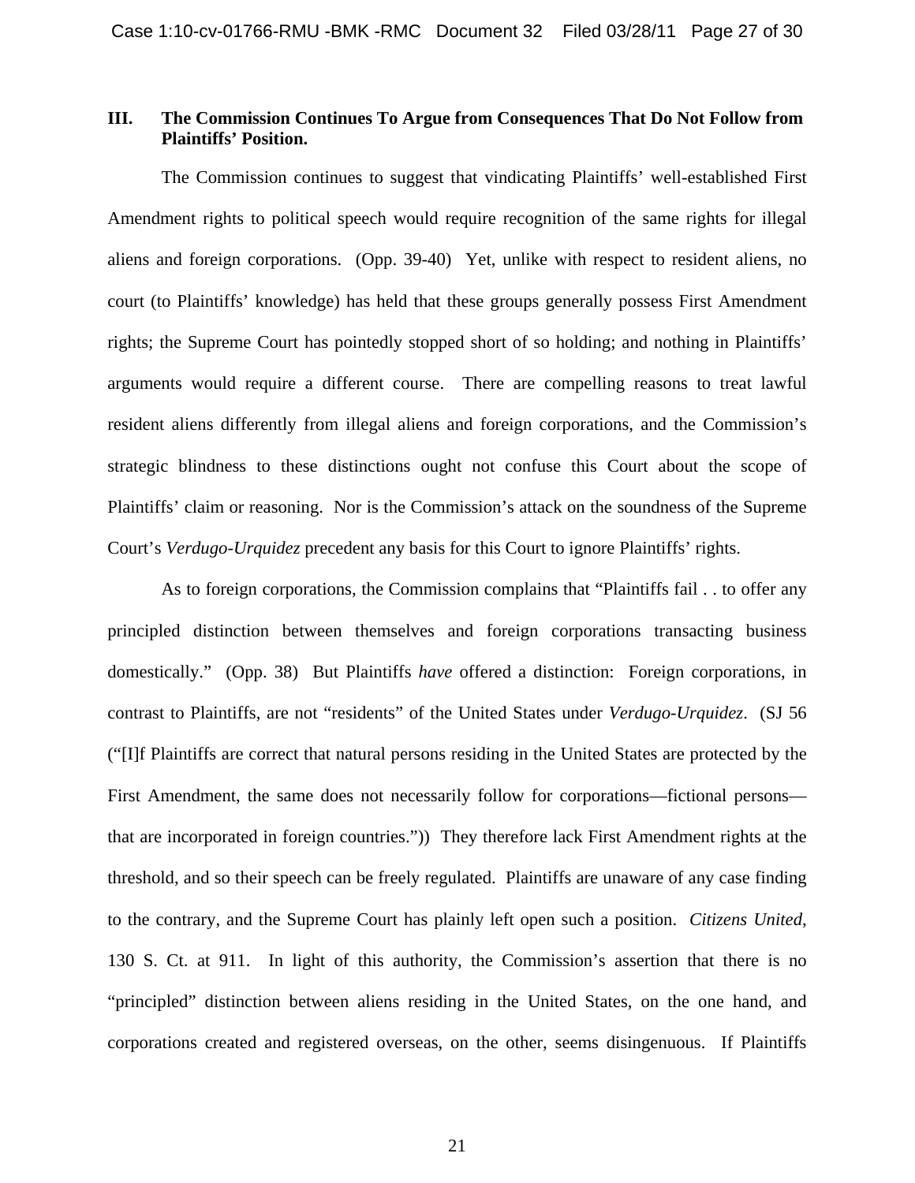## III. The Commission Continues To Argue from Consequences That Do Not Follow from Plaintiffs' Position.

The Commission continues to suggest that vindicating Plaintiffs' well-established First Amendment rights to political speech would require recognition of the same rights for illegal aliens and foreign corporations. (Opp. 39-40) Yet, unlike with respect to resident aliens, no court (to Plaintiffs' knowledge) has held that these groups generally possess First Amendment rights; the Supreme Court has pointedly stopped short of so holding; and nothing in Plaintiffs' arguments would require a different course. There are compelling reasons to treat lawful resident aliens differently from illegal aliens and foreign corporations, and the Commission's strategic blindness to these distinctions ought not confuse this Court about the scope of Plaintiffs' claim or reasoning. Nor is the Commission's attack on the soundness of the Supreme Court's *Verdugo-Urquidez* precedent any basis for this Court to ignore Plaintiffs' rights.

As to foreign corporations, the Commission complains that "Plaintiffs fail . . to offer any principled distinction between themselves and foreign corporations transacting business domestically." (Opp. 38) But Plaintiffs *have* offered a distinction: Foreign corporations, in contrast to Plaintiffs, are not "residents" of the United States under *Verdugo-Urquidez*. (SJ 56 ("[I]f Plaintiffs are correct that natural persons residing in the United States are protected by the First Amendment, the same does not necessarily follow for corporations—fictional persons—that are incorporated in foreign countries.")) They therefore lack First Amendment rights at the threshold, and so their speech can be freely regulated. Plaintiffs are unaware of any case finding to the contrary, and the Supreme Court has plainly left open such a position. *Citizens United*, 130 S. Ct. at 911. In light of this authority, the Commission's assertion that there is no "principled" distinction between aliens residing in the United States, on the one hand, and corporations created and registered overseas, on the other, seems disingenuous. If Plaintiffs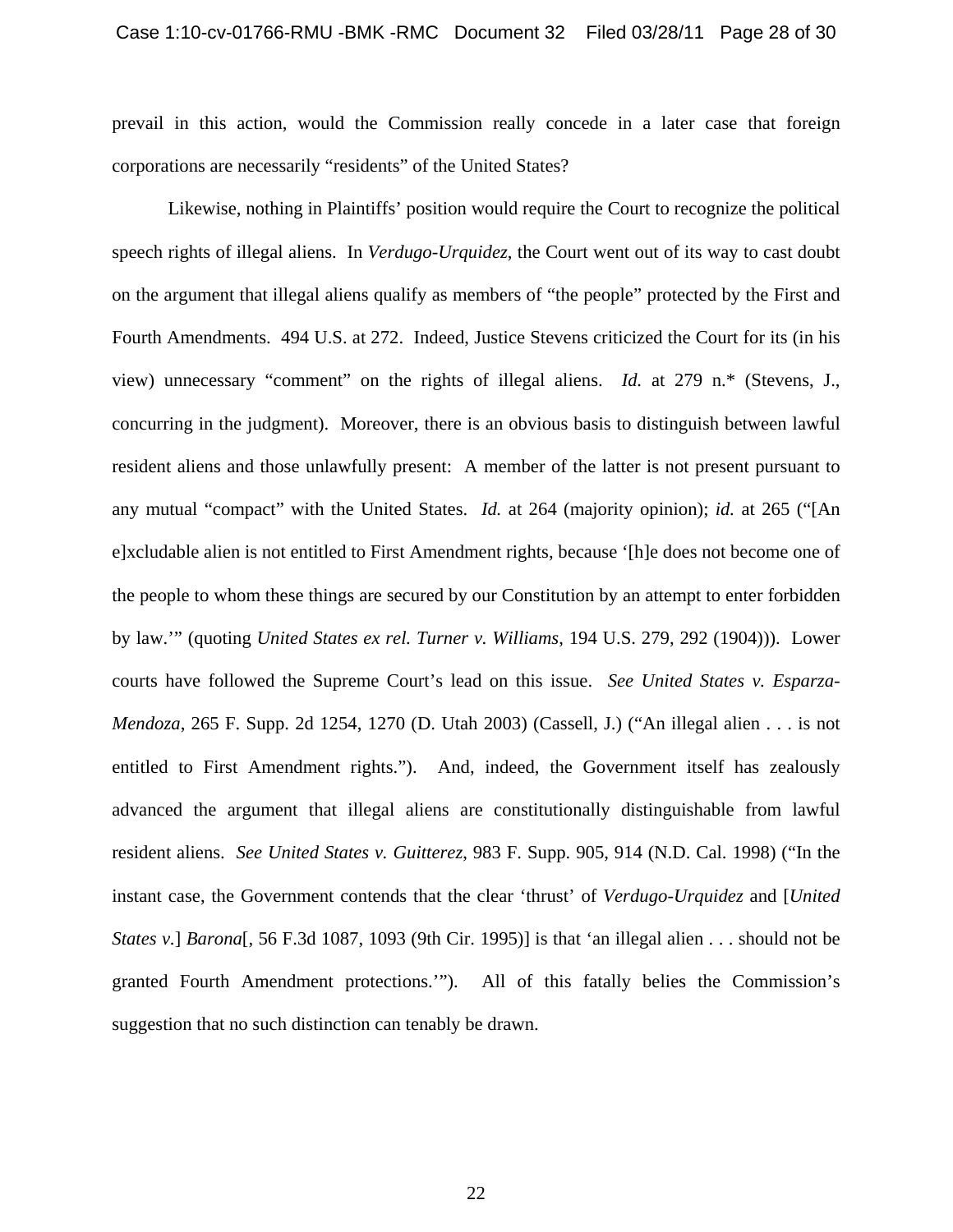prevail in this action, would the Commission really concede in a later case that foreign corporations are necessarily "residents" of the United States?

Likewise, nothing in Plaintiffs' position would require the Court to recognize the political speech rights of illegal aliens. In *Verdugo-Urquidez*, the Court went out of its way to cast doubt on the argument that illegal aliens qualify as members of "the people" protected by the First and Fourth Amendments. 494 U.S. at 272. Indeed, Justice Stevens criticized the Court for its (in his view) unnecessary "comment" on the rights of illegal aliens. *Id.* at 279 n.* (Stevens, J., concurring in the judgment). Moreover, there is an obvious basis to distinguish between lawful resident aliens and those unlawfully present: A member of the latter is not present pursuant to any mutual "compact" with the United States. *Id.* at 264 (majority opinion); *id.* at 265 ("[An e]xcludable alien is not entitled to First Amendment rights, because '[h]e does not become one of the people to whom these things are secured by our Constitution by an attempt to enter forbidden by law.'" (quoting *United States ex rel. Turner v. Williams*, 194 U.S. 279, 292 (1904))). Lower courts have followed the Supreme Court's lead on this issue. *See United States v. Esparza-Mendoza*, 265 F. Supp. 2d 1254, 1270 (D. Utah 2003) (Cassell, J.) ("An illegal alien . . . is not entitled to First Amendment rights."). And, indeed, the Government itself has zealously advanced the argument that illegal aliens are constitutionally distinguishable from lawful resident aliens. *See United States v. Guitterez*, 983 F. Supp. 905, 914 (N.D. Cal. 1998) ("In the instant case, the Government contends that the clear 'thrust' of *Verdugo-Urquidez* and [*United States v.*] *Barona*[, 56 F.3d 1087, 1093 (9th Cir. 1995)] is that 'an illegal alien . . . should not be granted Fourth Amendment protections.'"). All of this fatally belies the Commission's suggestion that no such distinction can tenably be drawn.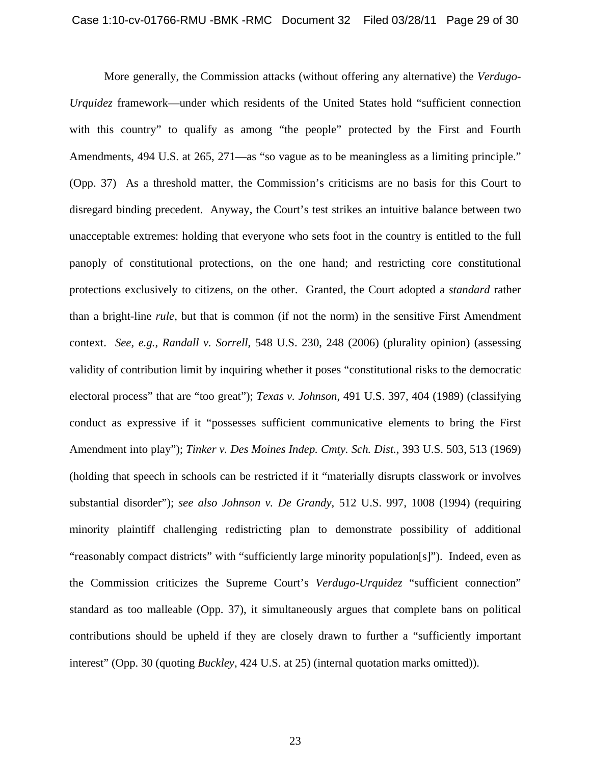More generally, the Commission attacks (without offering any alternative) the *Verdugo-Urquidez* framework—under which residents of the United States hold "sufficient connection with this country" to qualify as among "the people" protected by the First and Fourth Amendments, 494 U.S. at 265, 271—as "so vague as to be meaningless as a limiting principle." (Opp. 37) As a threshold matter, the Commission's criticisms are no basis for this Court to disregard binding precedent. Anyway, the Court's test strikes an intuitive balance between two unacceptable extremes: holding that everyone who sets foot in the country is entitled to the full panoply of constitutional protections, on the one hand; and restricting core constitutional protections exclusively to citizens, on the other. Granted, the Court adopted a *standard* rather than a bright-line *rule*, but that is common (if not the norm) in the sensitive First Amendment context. *See, e.g.*, *Randall v. Sorrell*, 548 U.S. 230, 248 (2006) (plurality opinion) (assessing validity of contribution limit by inquiring whether it poses "constitutional risks to the democratic electoral process" that are "too great"); *Texas v. Johnson*, 491 U.S. 397, 404 (1989) (classifying conduct as expressive if it "possesses sufficient communicative elements to bring the First Amendment into play"); *Tinker v. Des Moines Indep. Cmty. Sch. Dist.*, 393 U.S. 503, 513 (1969) (holding that speech in schools can be restricted if it "materially disrupts classwork or involves substantial disorder"); *see also Johnson v. De Grandy*, 512 U.S. 997, 1008 (1994) (requiring minority plaintiff challenging redistricting plan to demonstrate possibility of additional "reasonably compact districts" with "sufficiently large minority population[s]"). Indeed, even as the Commission criticizes the Supreme Court's *Verdugo-Urquidez* "sufficient connection" standard as too malleable (Opp. 37), it simultaneously argues that complete bans on political contributions should be upheld if they are closely drawn to further a "sufficiently important interest" (Opp. 30 (quoting *Buckley*, 424 U.S. at 25) (internal quotation marks omitted)).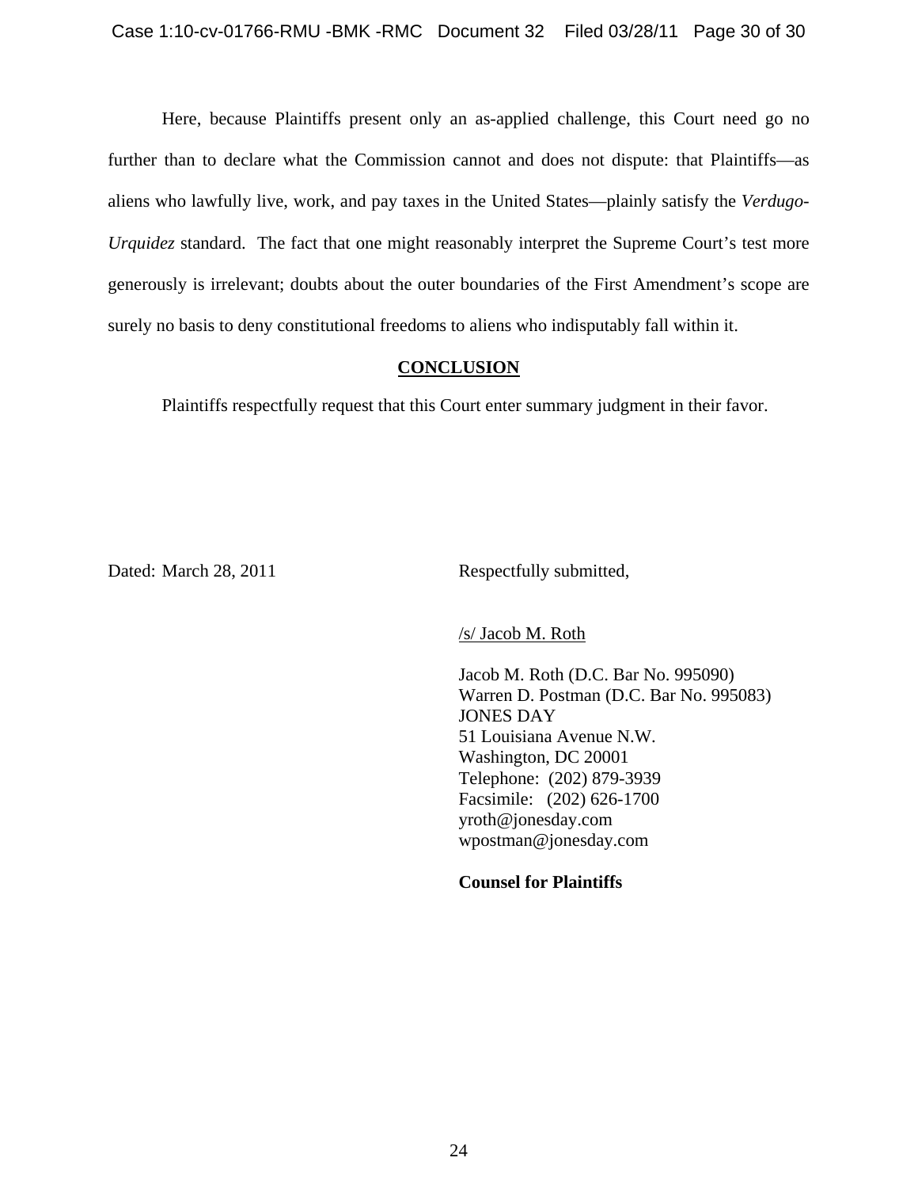Here, because Plaintiffs present only an as-applied challenge, this Court need go no further than to declare what the Commission cannot and does not dispute: that Plaintiffs—as aliens who lawfully live, work, and pay taxes in the United States—plainly satisfy the *Verdugo-Urquidez* standard. The fact that one might reasonably interpret the Supreme Court's test more generously is irrelevant; doubts about the outer boundaries of the First Amendment's scope are surely no basis to deny constitutional freedoms to aliens who indisputably fall within it.

## CONCLUSION

Plaintiffs respectfully request that this Court enter summary judgment in their favor.

Dated: March 28, 2011

Respectfully submitted,

/s/ Jacob M. Roth

Jacob M. Roth (D.C. Bar No. 995090)
Warren D. Postman (D.C. Bar No. 995083)
JONES DAY
51 Louisiana Avenue N.W.
Washington, DC 20001
Telephone: (202) 879-3939
Facsimile: (202) 626-1700
yroth@jonesday.com
wpostman@jonesday.com

**Counsel for Plaintiffs**